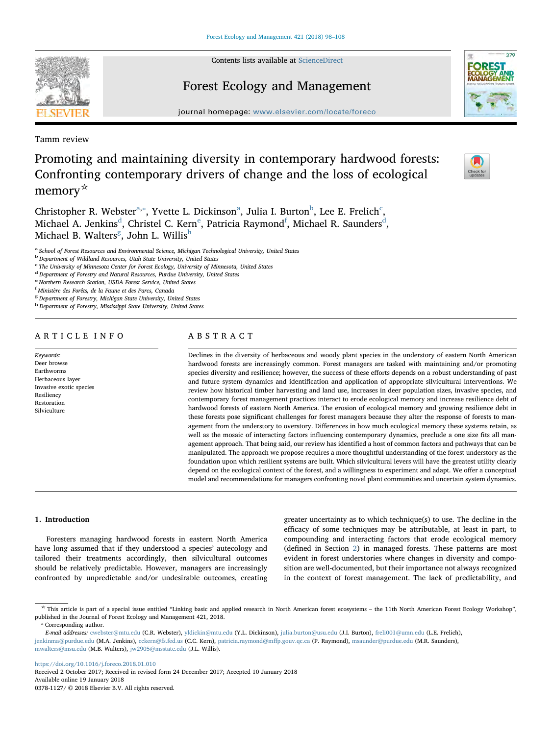Contents lists available at ScienceDirect

# Forest Ecology and Management

journal homepage: www.elsevier.com/locate/foreco

Tamm review

# Promoting and maintaining diversity in contemporary hardwood forests: Confronting contemporary drivers of change and the loss of ecological memory☆

Christopher R. Webster[a,*], Yvette L. Dickinson[a], Julia I. Burton[b], Lee E. Frelich[c], Michael A. Jenkins[d], Christel C. Kern[e], Patricia Raymond[f], Michael R. Saunders[d], Michael B. Walters[g], John L. Willis[h]

[a] School of Forest Resources and Environmental Science, Michigan Technological University, United States
[b] Department of Wildland Resources, Utah State University, United States
[c] The University of Minnesota Center for Forest Ecology, University of Minnesota, United States
[d] Department of Forestry and Natural Resources, Purdue University, United States
[e] Northern Research Station, USDA Forest Service, United States
[f] Ministère des Forêts, de la Faune et des Parcs, Canada
[g] Department of Forestry, Michigan State University, United States
[h] Department of Forestry, Mississippi State University, United States

## ARTICLE INFO

*Keywords:*
Deer browse
Earthworms
Herbaceous layer
Invasive exotic species
Resiliency
Restoration
Silviculture

## ABSTRACT

Declines in the diversity of herbaceous and woody plant species in the understory of eastern North American hardwood forests are increasingly common. Forest managers are tasked with maintaining and/or promoting species diversity and resilience; however, the success of these efforts depends on a robust understanding of past and future system dynamics and identification and application of appropriate silvicultural interventions. We review how historical timber harvesting and land use, increases in deer population sizes, invasive species, and contemporary forest management practices interact to erode ecological memory and increase resilience debt of hardwood forests of eastern North America. The erosion of ecological memory and growing resilience debt in these forests pose significant challenges for forest managers because they alter the response of forests to management from the understory to overstory. Differences in how much ecological memory these systems retain, as well as the mosaic of interacting factors influencing contemporary dynamics, preclude a one size fits all management approach. That being said, our review has identified a host of common factors and pathways that can be manipulated. The approach we propose requires a more thoughtful understanding of the forest understory as the foundation upon which resilient systems are built. Which silvicultural levers will have the greatest utility clearly depend on the ecological context of the forest, and a willingness to experiment and adapt. We offer a conceptual model and recommendations for managers confronting novel plant communities and uncertain system dynamics.

## 1. Introduction

Foresters managing hardwood forests in eastern North America have long assumed that if they understood a species' autecology and tailored their treatments accordingly, then silvicultural outcomes should be relatively predictable. However, managers are increasingly confronted by unpredictable and/or undesirable outcomes, creating greater uncertainty as to which technique(s) to use. The decline in the efficacy of some techniques may be attributable, at least in part, to compounding and interacting factors that erode ecological memory (defined in Section 2) in managed forests. These patterns are most evident in forest understories where changes in diversity and composition are well-documented, but their importance not always recognized in the context of forest management. The lack of predictability, and

☆ This article is part of a special issue entitled "Linking basic and applied research in North American forest ecosystems – the 11th North American Forest Ecology Workshop", published in the Journal of Forest Ecology and Management 421, 2018.

\* Corresponding author.

*E-mail addresses:* cwebster@mtu.edu (C.R. Webster), yldickin@mtu.edu (Y.L. Dickinson), julia.burton@usu.edu (J.I. Burton), freli001@umn.edu (L.E. Frelich), jenkinma@purdue.edu (M.A. Jenkins), cckern@fs.fed.us (C.C. Kern), patricia.raymond@mffp.gouv.qc.ca (P. Raymond), msaunder@purdue.edu (M.R. Saunders), mwalters@msu.edu (M.B. Walters), jw2905@msstate.edu (J.L. Willis).

https://doi.org/10.1016/j.foreco.2018.01.010
Received 2 October 2017; Received in revised form 24 December 2017; Accepted 10 January 2018
Available online 19 January 2018
0378-1127/ © 2018 Elsevier B.V. All rights reserved.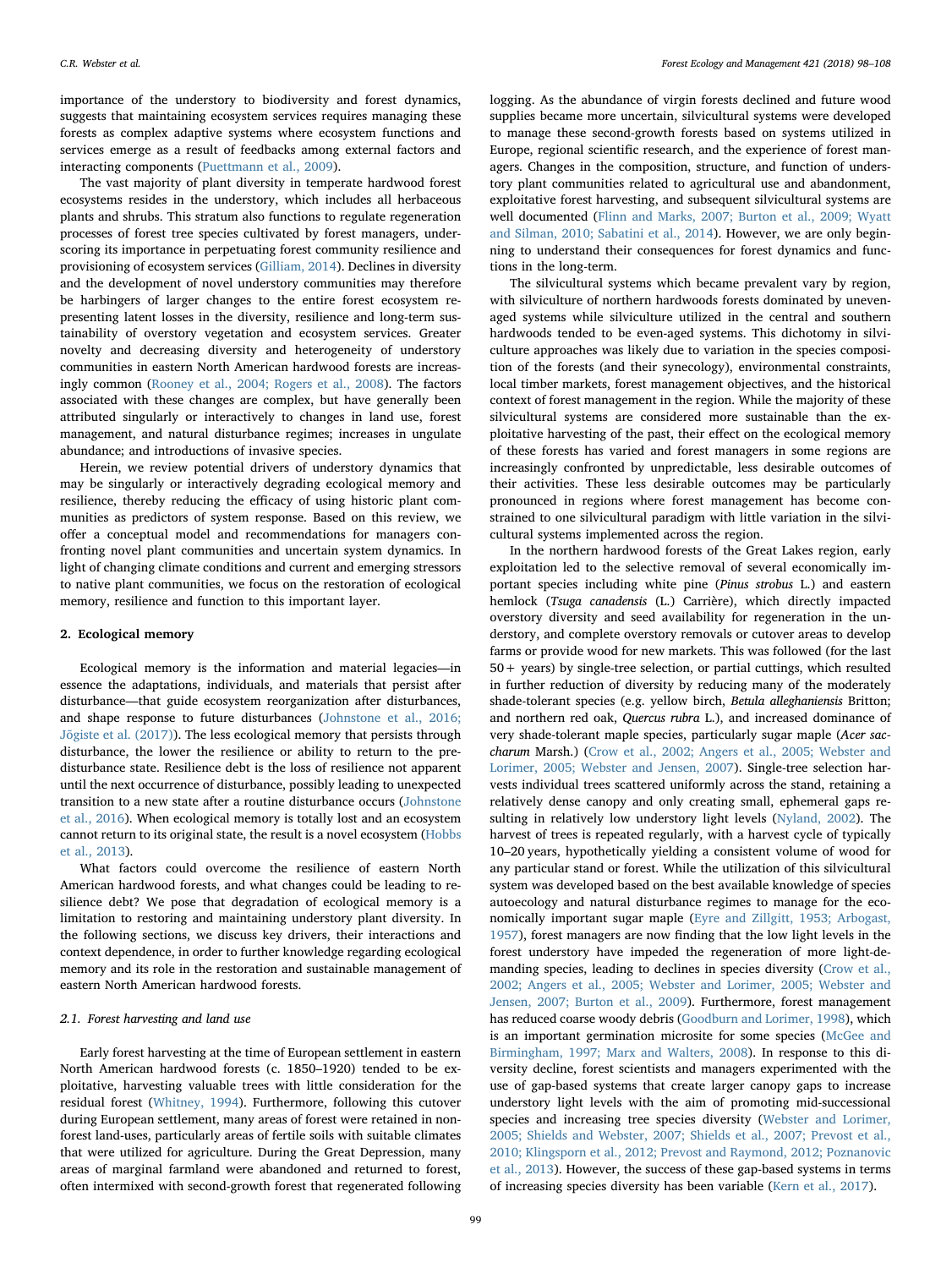importance of the understory to biodiversity and forest dynamics, suggests that maintaining ecosystem services requires managing these forests as complex adaptive systems where ecosystem functions and services emerge as a result of feedbacks among external factors and interacting components (Puettmann et al., 2009).

The vast majority of plant diversity in temperate hardwood forest ecosystems resides in the understory, which includes all herbaceous plants and shrubs. This stratum also functions to regulate regeneration processes of forest tree species cultivated by forest managers, underscoring its importance in perpetuating forest community resilience and provisioning of ecosystem services (Gilliam, 2014). Declines in diversity and the development of novel understory communities may therefore be harbingers of larger changes to the entire forest ecosystem representing latent losses in the diversity, resilience and long-term sustainability of overstory vegetation and ecosystem services. Greater novelty and decreasing diversity and heterogeneity of understory communities in eastern North American hardwood forests are increasingly common (Rooney et al., 2004; Rogers et al., 2008). The factors associated with these changes are complex, but have generally been attributed singularly or interactively to changes in land use, forest management, and natural disturbance regimes; increases in ungulate abundance; and introductions of invasive species.

Herein, we review potential drivers of understory dynamics that may be singularly or interactively degrading ecological memory and resilience, thereby reducing the efficacy of using historic plant communities as predictors of system response. Based on this review, we offer a conceptual model and recommendations for managers confronting novel plant communities and uncertain system dynamics. In light of changing climate conditions and current and emerging stressors to native plant communities, we focus on the restoration of ecological memory, resilience and function to this important layer.

## 2. Ecological memory

Ecological memory is the information and material legacies—in essence the adaptations, individuals, and materials that persist after disturbance—that guide ecosystem reorganization after disturbances, and shape response to future disturbances (Johnstone et al., 2016; Jõgiste et al. (2017)). The less ecological memory that persists through disturbance, the lower the resilience or ability to return to the pre-disturbance state. Resilience debt is the loss of resilience not apparent until the next occurrence of disturbance, possibly leading to unexpected transition to a new state after a routine disturbance occurs (Johnstone et al., 2016). When ecological memory is totally lost and an ecosystem cannot return to its original state, the result is a novel ecosystem (Hobbs et al., 2013).

What factors could overcome the resilience of eastern North American hardwood forests, and what changes could be leading to resilience debt? We pose that degradation of ecological memory is a limitation to restoring and maintaining understory plant diversity. In the following sections, we discuss key drivers, their interactions and context dependence, in order to further knowledge regarding ecological memory and its role in the restoration and sustainable management of eastern North American hardwood forests.

### 2.1. Forest harvesting and land use

Early forest harvesting at the time of European settlement in eastern North American hardwood forests (c. 1850–1920) tended to be exploitative, harvesting valuable trees with little consideration for the residual forest (Whitney, 1994). Furthermore, following this cutover during European settlement, many areas of forest were retained in non-forest land-uses, particularly areas of fertile soils with suitable climates that were utilized for agriculture. During the Great Depression, many areas of marginal farmland were abandoned and returned to forest, often intermixed with second-growth forest that regenerated following logging. As the abundance of virgin forests declined and future wood supplies became more uncertain, silvicultural systems were developed to manage these second-growth forests based on systems utilized in Europe, regional scientific research, and the experience of forest managers. Changes in the composition, structure, and function of understory plant communities related to agricultural use and abandonment, exploitative forest harvesting, and subsequent silvicultural systems are well documented (Flinn and Marks, 2007; Burton et al., 2009; Wyatt and Silman, 2010; Sabatini et al., 2014). However, we are only beginning to understand their consequences for forest dynamics and functions in the long-term.

The silvicultural systems which became prevalent vary by region, with silviculture of northern hardwoods forests dominated by uneven-aged systems while silviculture utilized in the central and southern hardwoods tended to be even-aged systems. This dichotomy in silviculture approaches was likely due to variation in the species composition of the forests (and their synecology), environmental constraints, local timber markets, forest management objectives, and the historical context of forest management in the region. While the majority of these silvicultural systems are considered more sustainable than the exploitative harvesting of the past, their effect on the ecological memory of these forests has varied and forest managers in some regions are increasingly confronted by unpredictable, less desirable outcomes of their activities. These less desirable outcomes may be particularly pronounced in regions where forest management has become constrained to one silvicultural paradigm with little variation in the silvicultural systems implemented across the region.

In the northern hardwood forests of the Great Lakes region, early exploitation led to the selective removal of several economically important species including white pine (*Pinus strobus* L.) and eastern hemlock (*Tsuga canadensis* (L.) Carrière), which directly impacted overstory diversity and seed availability for regeneration in the understory, and complete overstory removals or cutover areas to develop farms or provide wood for new markets. This was followed (for the last 50+ years) by single-tree selection, or partial cuttings, which resulted in further reduction of diversity by reducing many of the moderately shade-tolerant species (e.g. yellow birch, *Betula alleghaniensis* Britton; and northern red oak, *Quercus rubra* L.), and increased dominance of very shade-tolerant maple species, particularly sugar maple (*Acer saccharum* Marsh.) (Crow et al., 2002; Angers et al., 2005; Webster and Lorimer, 2005; Webster and Jensen, 2007). Single-tree selection harvests individual trees scattered uniformly across the stand, retaining a relatively dense canopy and only creating small, ephemeral gaps resulting in relatively low understory light levels (Nyland, 2002). The harvest of trees is repeated regularly, with a harvest cycle of typically 10–20 years, hypothetically yielding a consistent volume of wood for any particular stand or forest. While the utilization of this silvicultural system was developed based on the best available knowledge of species autoecology and natural disturbance regimes to manage for the economically important sugar maple (Eyre and Zillgitt, 1953; Arbogast, 1957), forest managers are now finding that the low light levels in the forest understory have impeded the regeneration of more light-demanding species, leading to declines in species diversity (Crow et al., 2002; Angers et al., 2005; Webster and Lorimer, 2005; Webster and Jensen, 2007; Burton et al., 2009). Furthermore, forest management has reduced coarse woody debris (Goodburn and Lorimer, 1998), which is an important germination microsite for some species (McGee and Birmingham, 1997; Marx and Walters, 2008). In response to this diversity decline, forest scientists and managers experimented with the use of gap-based systems that create larger canopy gaps to increase understory light levels with the aim of promoting mid-successional species and increasing tree species diversity (Webster and Lorimer, 2005; Shields and Webster, 2007; Shields et al., 2007; Prevost et al., 2010; Klingsporn et al., 2012; Prevost and Raymond, 2012; Poznanovic et al., 2013). However, the success of these gap-based systems in terms of increasing species diversity has been variable (Kern et al., 2017).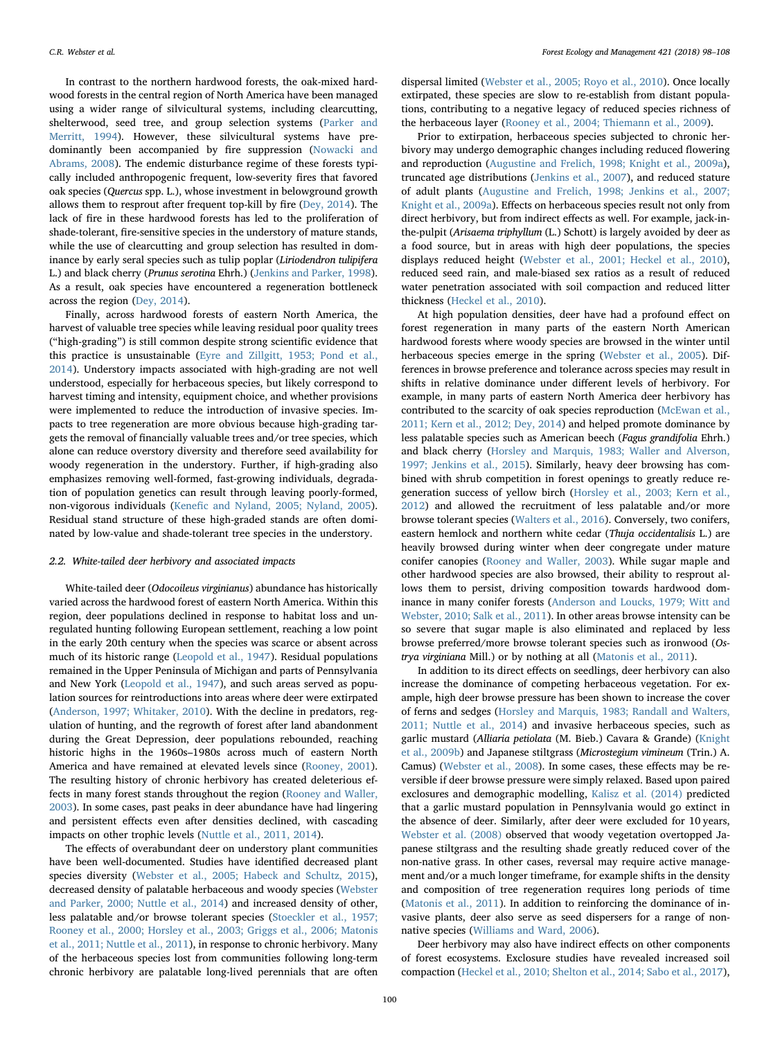In contrast to the northern hardwood forests, the oak-mixed hardwood forests in the central region of North America have been managed using a wider range of silvicultural systems, including clearcutting, shelterwood, seed tree, and group selection systems (Parker and Merritt, 1994). However, these silvicultural systems have predominantly been accompanied by fire suppression (Nowacki and Abrams, 2008). The endemic disturbance regime of these forests typically included anthropogenic frequent, low-severity fires that favored oak species (*Quercus* spp. L.), whose investment in belowground growth allows them to resprout after frequent top-kill by fire (Dey, 2014). The lack of fire in these hardwood forests has led to the proliferation of shade-tolerant, fire-sensitive species in the understory of mature stands, while the use of clearcutting and group selection has resulted in dominance by early seral species such as tulip poplar (*Liriodendron tulipifera* L.) and black cherry (*Prunus serotina* Ehrh.) (Jenkins and Parker, 1998). As a result, oak species have encountered a regeneration bottleneck across the region (Dey, 2014).

Finally, across hardwood forests of eastern North America, the harvest of valuable tree species while leaving residual poor quality trees ("high-grading") is still common despite strong scientific evidence that this practice is unsustainable (Eyre and Zillgitt, 1953; Pond et al., 2014). Understory impacts associated with high-grading are not well understood, especially for herbaceous species, but likely correspond to harvest timing and intensity, equipment choice, and whether provisions were implemented to reduce the introduction of invasive species. Impacts to tree regeneration are more obvious because high-grading targets the removal of financially valuable trees and/or tree species, which alone can reduce overstory diversity and therefore seed availability for woody regeneration in the understory. Further, if high-grading also emphasizes removing well-formed, fast-growing individuals, degradation of population genetics can result through leaving poorly-formed, non-vigorous individuals (Kenefic and Nyland, 2005; Nyland, 2005). Residual stand structure of these high-graded stands are often dominated by low-value and shade-tolerant tree species in the understory.

### 2.2. White-tailed deer herbivory and associated impacts

White-tailed deer (*Odocoileus virginianus*) abundance has historically varied across the hardwood forest of eastern North America. Within this region, deer populations declined in response to habitat loss and unregulated hunting following European settlement, reaching a low point in the early 20th century when the species was scarce or absent across much of its historic range (Leopold et al., 1947). Residual populations remained in the Upper Peninsula of Michigan and parts of Pennsylvania and New York (Leopold et al., 1947), and such areas served as population sources for reintroductions into areas where deer were extirpated (Anderson, 1997; Whitaker, 2010). With the decline in predators, regulation of hunting, and the regrowth of forest after land abandonment during the Great Depression, deer populations rebounded, reaching historic highs in the 1960s–1980s across much of eastern North America and have remained at elevated levels since (Rooney, 2001). The resulting history of chronic herbivory has created deleterious effects in many forest stands throughout the region (Rooney and Waller, 2003). In some cases, past peaks in deer abundance have had lingering and persistent effects even after densities declined, with cascading impacts on other trophic levels (Nuttle et al., 2011, 2014).

The effects of overabundant deer on understory plant communities have been well-documented. Studies have identified decreased plant species diversity (Webster et al., 2005; Habeck and Schultz, 2015), decreased density of palatable herbaceous and woody species (Webster and Parker, 2000; Nuttle et al., 2014) and increased density of other, less palatable and/or browse tolerant species (Stoeckler et al., 1957; Rooney et al., 2000; Horsley et al., 2003; Griggs et al., 2006; Matonis et al., 2011; Nuttle et al., 2011), in response to chronic herbivory. Many of the herbaceous species lost from communities following long-term chronic herbivory are palatable long-lived perennials that are often dispersal limited (Webster et al., 2005; Royo et al., 2010). Once locally extirpated, these species are slow to re-establish from distant populations, contributing to a negative legacy of reduced species richness of the herbaceous layer (Rooney et al., 2004; Thiemann et al., 2009).

Prior to extirpation, herbaceous species subjected to chronic herbivory may undergo demographic changes including reduced flowering and reproduction (Augustine and Frelich, 1998; Knight et al., 2009a), truncated age distributions (Jenkins et al., 2007), and reduced stature of adult plants (Augustine and Frelich, 1998; Jenkins et al., 2007; Knight et al., 2009a). Effects on herbaceous species result not only from direct herbivory, but from indirect effects as well. For example, jack-in-the-pulpit (*Arisaema triphyllum* (L.) Schott) is largely avoided by deer as a food source, but in areas with high deer populations, the species displays reduced height (Webster et al., 2001; Heckel et al., 2010), reduced seed rain, and male-biased sex ratios as a result of reduced water penetration associated with soil compaction and reduced litter thickness (Heckel et al., 2010).

At high population densities, deer have had a profound effect on forest regeneration in many parts of the eastern North American hardwood forests where woody species are browsed in the winter until herbaceous species emerge in the spring (Webster et al., 2005). Differences in browse preference and tolerance across species may result in shifts in relative dominance under different levels of herbivory. For example, in many parts of eastern North America deer herbivory has contributed to the scarcity of oak species reproduction (McEwan et al., 2011; Kern et al., 2012; Dey, 2014) and helped promote dominance by less palatable species such as American beech (*Fagus grandifolia* Ehrh.) and black cherry (Horsley and Marquis, 1983; Waller and Alverson, 1997; Jenkins et al., 2015). Similarly, heavy deer browsing has combined with shrub competition in forest openings to greatly reduce regeneration success of yellow birch (Horsley et al., 2003; Kern et al., 2012) and allowed the recruitment of less palatable and/or more browse tolerant species (Walters et al., 2016). Conversely, two conifers, eastern hemlock and northern white cedar (*Thuja occidentalisis* L.) are heavily browsed during winter when deer congregate under mature conifer canopies (Rooney and Waller, 2003). While sugar maple and other hardwood species are also browsed, their ability to resprout allows them to persist, driving composition towards hardwood dominance in many conifer forests (Anderson and Loucks, 1979; Witt and Webster, 2010; Salk et al., 2011). In other areas browse intensity can be so severe that sugar maple is also eliminated and replaced by less browse preferred/more browse tolerant species such as ironwood (*Ostrya virginiana* Mill.) or by nothing at all (Matonis et al., 2011).

In addition to its direct effects on seedlings, deer herbivory can also increase the dominance of competing herbaceous vegetation. For example, high deer browse pressure has been shown to increase the cover of ferns and sedges (Horsley and Marquis, 1983; Randall and Walters, 2011; Nuttle et al., 2014) and invasive herbaceous species, such as garlic mustard (*Allliaria petiolata* (M. Bieb.) Cavara & Grande) (Knight et al., 2009b) and Japanese stiltgrass (*Microstegium vimineum* (Trin.) A. Camus) (Webster et al., 2008). In some cases, these effects may be reversible if deer browse pressure were simply relaxed. Based upon paired exclosures and demographic modelling, Kalisz et al. (2014) predicted that a garlic mustard population in Pennsylvania would go extinct in the absence of deer. Similarly, after deer were excluded for 10 years, Webster et al. (2008) observed that woody vegetation overtopped Japanese stiltgrass and the resulting shade greatly reduced cover of the non-native grass. In other cases, reversal may require active management and/or a much longer timeframe, for example shifts in the density and composition of tree regeneration requires long periods of time (Matonis et al., 2011). In addition to reinforcing the dominance of invasive plants, deer also serve as seed dispersers for a range of non-native species (Williams and Ward, 2006).

Deer herbivory may also have indirect effects on other components of forest ecosystems. Exclosure studies have revealed increased soil compaction (Heckel et al., 2010; Shelton et al., 2014; Sabo et al., 2017),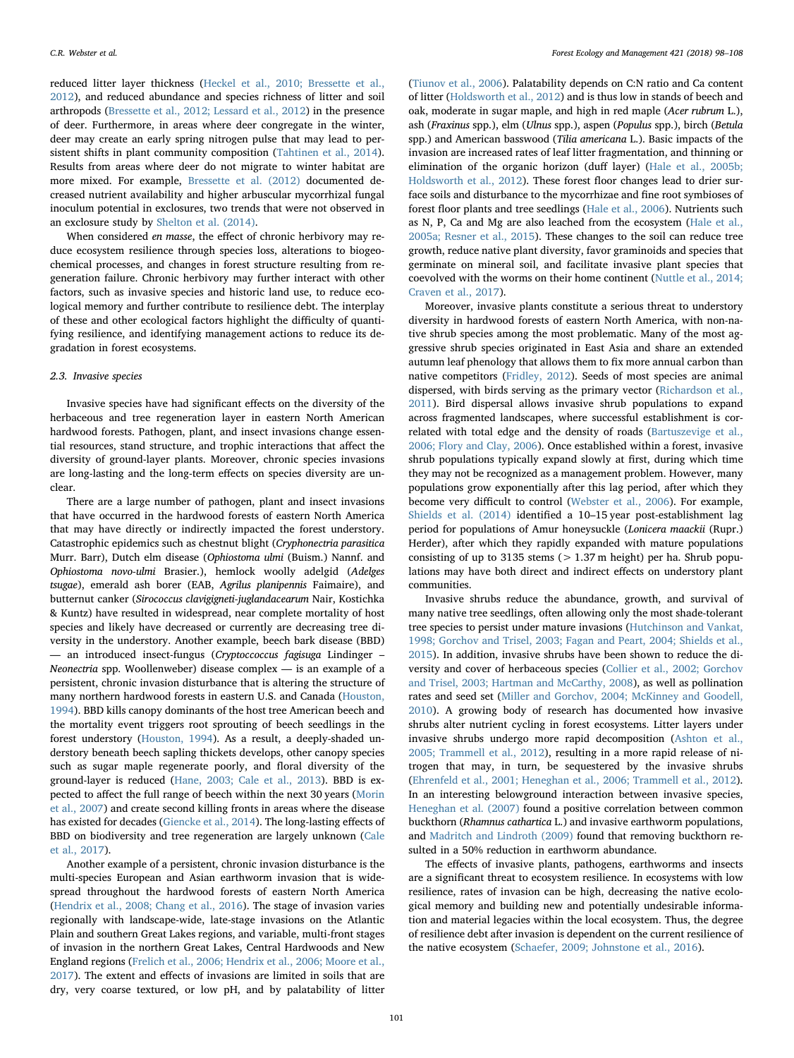reduced litter layer thickness (Heckel et al., 2010; Bressette et al., 2012), and reduced abundance and species richness of litter and soil arthropods (Bressette et al., 2012; Lessard et al., 2012) in the presence of deer. Furthermore, in areas where deer congregate in the winter, deer may create an early spring nitrogen pulse that may lead to persistent shifts in plant community composition (Tahtinen et al., 2014). Results from areas where deer do not migrate to winter habitat are more mixed. For example, Bressette et al. (2012) documented decreased nutrient availability and higher arbuscular mycorrhizal fungal inoculum potential in exclosures, two trends that were not observed in an exclosure study by Shelton et al. (2014).

When considered *en masse*, the effect of chronic herbivory may reduce ecosystem resilience through species loss, alterations to biogeochemical processes, and changes in forest structure resulting from regeneration failure. Chronic herbivory may further interact with other factors, such as invasive species and historic land use, to reduce ecological memory and further contribute to resilience debt. The interplay of these and other ecological factors highlight the difficulty of quantifying resilience, and identifying management actions to reduce its degradation in forest ecosystems.

### 2.3. Invasive species

Invasive species have had significant effects on the diversity of the herbaceous and tree regeneration layer in eastern North American hardwood forests. Pathogen, plant, and insect invasions change essential resources, stand structure, and trophic interactions that affect the diversity of ground-layer plants. Moreover, chronic species invasions are long-lasting and the long-term effects on species diversity are unclear.

There are a large number of pathogen, plant and insect invasions that have occurred in the hardwood forests of eastern North America that may have directly or indirectly impacted the forest understory. Catastrophic epidemics such as chestnut blight (*Cryphonectria parasitica* Murr. Barr), Dutch elm disease (*Ophiostoma ulmi* (Buism.) Nannf. and *Ophiostoma novo-ulmi* Brasier.), hemlock woolly adelgid (*Adelges tsugae*), emerald ash borer (EAB, *Agrilus planipennis* Faimaire), and butternut canker (*Sirococcus clavigigneti-juglandacearum* Nair, Kostichka & Kuntz) have resulted in widespread, near complete mortality of host species and likely have decreased or currently are decreasing tree diversity in the understory. Another example, beech bark disease (BBD) — an introduced insect-fungus (*Cryptoccoccus fagisuga* Lindinger – *Neonectria* spp. Woollenweber) disease complex — is an example of a persistent, chronic invasion disturbance that is altering the structure of many northern hardwood forests in eastern U.S. and Canada (Houston, 1994). BBD kills canopy dominants of the host tree American beech and the mortality event triggers root sprouting of beech seedlings in the forest understory (Houston, 1994). As a result, a deeply-shaded understory beneath beech sapling thickets develops, other canopy species such as sugar maple regenerate poorly, and floral diversity of the ground-layer is reduced (Hane, 2003; Cale et al., 2013). BBD is expected to affect the full range of beech within the next 30 years (Morin et al., 2007) and create second killing fronts in areas where the disease has existed for decades (Giencke et al., 2014). The long-lasting effects of BBD on biodiversity and tree regeneration are largely unknown (Cale et al., 2017).

Another example of a persistent, chronic invasion disturbance is the multi-species European and Asian earthworm invasion that is widespread throughout the hardwood forests of eastern North America (Hendrix et al., 2008; Chang et al., 2016). The stage of invasion varies regionally with landscape-wide, late-stage invasions on the Atlantic Plain and southern Great Lakes regions, and variable, multi-front stages of invasion in the northern Great Lakes, Central Hardwoods and New England regions (Frelich et al., 2006; Hendrix et al., 2006; Moore et al., 2017). The extent and effects of invasions are limited in soils that are dry, very coarse textured, or low pH, and by palatability of litter (Tiunov et al., 2006). Palatability depends on C:N ratio and Ca content of litter (Holdsworth et al., 2012) and is thus low in stands of beech and oak, moderate in sugar maple, and high in red maple (*Acer rubrum* L.), ash (*Fraxinus* spp.), elm (*Ulnus* spp.), aspen (*Populus* spp.), birch (*Betula* spp.) and American basswood (*Tilia americana* L.). Basic impacts of the invasion are increased rates of leaf litter fragmentation, and thinning or elimination of the organic horizon (duff layer) (Hale et al., 2005b; Holdsworth et al., 2012). These forest floor changes lead to drier surface soils and disturbance to the mycorrhizae and fine root symbioses of forest floor plants and tree seedlings (Hale et al., 2006). Nutrients such as N, P, Ca and Mg are also leached from the ecosystem (Hale et al., 2005a; Resner et al., 2015). These changes to the soil can reduce tree growth, reduce native plant diversity, favor graminoids and species that germinate on mineral soil, and facilitate invasive plant species that coevolved with the worms on their home continent (Nuttle et al., 2014; Craven et al., 2017).

Moreover, invasive plants constitute a serious threat to understory diversity in hardwood forests of eastern North America, with non-native shrub species among the most problematic. Many of the most aggressive shrub species originated in East Asia and share an extended autumn leaf phenology that allows them to fix more annual carbon than native competitors (Fridley, 2012). Seeds of most species are animal dispersed, with birds serving as the primary vector (Richardson et al., 2011). Bird dispersal allows invasive shrub populations to expand across fragmented landscapes, where successful establishment is correlated with total edge and the density of roads (Bartuszevige et al., 2006; Flory and Clay, 2006). Once established within a forest, invasive shrub populations typically expand slowly at first, during which time they may not be recognized as a management problem. However, many populations grow exponentially after this lag period, after which they become very difficult to control (Webster et al., 2006). For example, Shields et al. (2014) identified a 10–15 year post-establishment lag period for populations of Amur honeysuckle (*Lonicera maackii* (Rupr.) Herder), after which they rapidly expanded with mature populations consisting of up to 3135 stems (> 1.37 m height) per ha. Shrub populations may have both direct and indirect effects on understory plant communities.

Invasive shrubs reduce the abundance, growth, and survival of many native tree seedlings, often allowing only the most shade-tolerant tree species to persist under mature invasions (Hutchinson and Vankat, 1998; Gorchov and Trisel, 2003; Fagan and Peart, 2004; Shields et al., 2015). In addition, invasive shrubs have been shown to reduce the diversity and cover of herbaceous species (Collier et al., 2002; Gorchov and Trisel, 2003; Hartman and McCarthy, 2008), as well as pollination rates and seed set (Miller and Gorchov, 2004; McKinney and Goodell, 2010). A growing body of research has documented how invasive shrubs alter nutrient cycling in forest ecosystems. Litter layers under invasive shrubs undergo more rapid decomposition (Ashton et al., 2005; Trammell et al., 2012), resulting in a more rapid release of nitrogen that may, in turn, be sequestered by the invasive shrubs (Ehrenfeld et al., 2001; Heneghan et al., 2006; Trammell et al., 2012). In an interesting belowground interaction between invasive species, Heneghan et al. (2007) found a positive correlation between common buckthorn (*Rhamnus cathartica* L.) and invasive earthworm populations, and Madritch and Lindroth (2009) found that removing buckthorn resulted in a 50% reduction in earthworm abundance.

The effects of invasive plants, pathogens, earthworms and insects are a significant threat to ecosystem resilience. In ecosystems with low resilience, rates of invasion can be high, decreasing the native ecological memory and building new and potentially undesirable information and material legacies within the local ecosystem. Thus, the degree of resilience debt after invasion is dependent on the current resilience of the native ecosystem (Schaefer, 2009; Johnstone et al., 2016).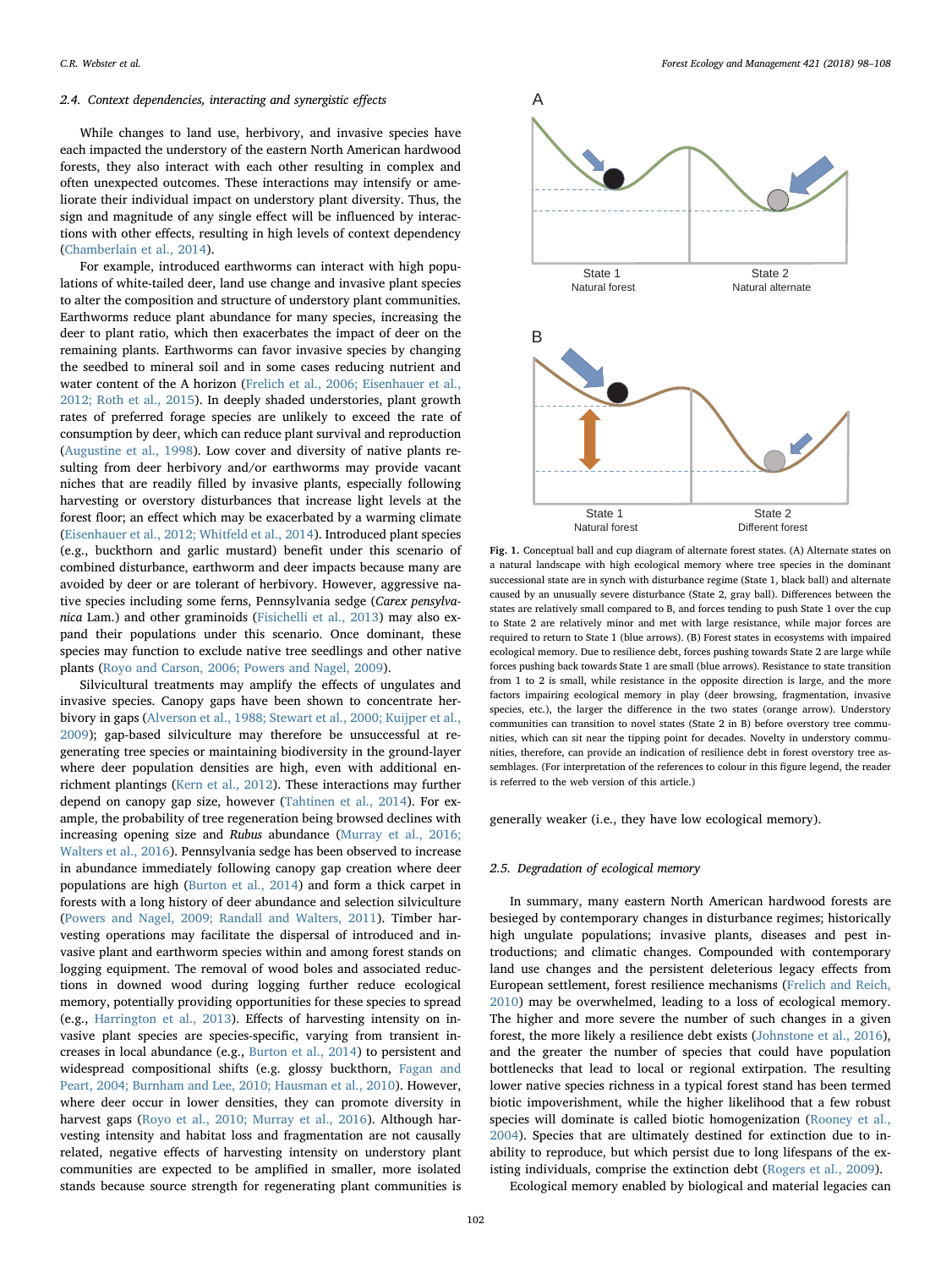### 2.4. Context dependencies, interacting and synergistic effects

While changes to land use, herbivory, and invasive species have each impacted the understory of the eastern North American hardwood forests, they also interact with each other resulting in complex and often unexpected outcomes. These interactions may intensify or ameliorate their individual impact on understory plant diversity. Thus, the sign and magnitude of any single effect will be influenced by interactions with other effects, resulting in high levels of context dependency (Chamberlain et al., 2014).

For example, introduced earthworms can interact with high populations of white-tailed deer, land use change and invasive plant species to alter the composition and structure of understory plant communities. Earthworms reduce plant abundance for many species, increasing the deer to plant ratio, which then exacerbates the impact of deer on the remaining plants. Earthworms can favor invasive species by changing the seedbed to mineral soil and in some cases reducing nutrient and water content of the A horizon (Frelich et al., 2006; Eisenhauer et al., 2012; Roth et al., 2015). In deeply shaded understories, plant growth rates of preferred forage species are unlikely to exceed the rate of consumption by deer, which can reduce plant survival and reproduction (Augustine et al., 1998). Low cover and diversity of native plants resulting from deer herbivory and/or earthworms may provide vacant niches that are readily filled by invasive plants, especially following harvesting or overstory disturbances that increase light levels at the forest floor; an effect which may be exacerbated by a warming climate (Eisenhauer et al., 2012; Whitfeld et al., 2014). Introduced plant species (e.g., buckthorn and garlic mustard) benefit under this scenario of combined disturbance, earthworm and deer impacts because many are avoided by deer or are tolerant of herbivory. However, aggressive native species including some ferns, Pennsylvania sedge (*Carex pensylvanica* Lam.) and other graminoids (Fisichelli et al., 2013) may also expand their populations under this scenario. Once dominant, these species may function to exclude native tree seedlings and other native plants (Royo and Carson, 2006; Powers and Nagel, 2009).

Silvicultural treatments may amplify the effects of ungulates and invasive species. Canopy gaps have been shown to concentrate herbivory in gaps (Alverson et al., 1988; Stewart et al., 2000; Kuijper et al., 2009); gap-based silviculture may therefore be unsuccessful at regenerating tree species or maintaining biodiversity in the ground-layer where deer population densities are high, even with additional enrichment plantings (Kern et al., 2012). These interactions may further depend on canopy gap size, however (Tahtinen et al., 2014). For example, the probability of tree regeneration being browsed declines with increasing opening size and *Rubus* abundance (Murray et al., 2016; Walters et al., 2016). Pennsylvania sedge has been observed to increase in abundance immediately following canopy gap creation where deer populations are high (Burton et al., 2014) and form a thick carpet in forests with a long history of deer abundance and selection silviculture (Powers and Nagel, 2009; Randall and Walters, 2011). Timber harvesting operations may facilitate the dispersal of introduced and invasive plant and earthworm species within and among forest stands on logging equipment. The removal of wood boles and associated reductions in downed wood during logging further reduce ecological memory, potentially providing opportunities for these species to spread (e.g., Harrington et al., 2013). Effects of harvesting intensity on invasive plant species are species-specific, varying from transient increases in local abundance (e.g., Burton et al., 2014) to persistent and widespread compositional shifts (e.g. glossy buckthorn, Fagan and Peart, 2004; Burnham and Lee, 2010; Hausman et al., 2010). However, where deer occur in lower densities, they can promote diversity in harvest gaps (Royo et al., 2010; Murray et al., 2016). Although harvesting intensity and habitat loss and fragmentation are not causally related, negative effects of harvesting intensity on understory plant communities are expected to be amplified in smaller, more isolated stands because source strength for regenerating plant communities is generally weaker (i.e., they have low ecological memory).

**Fig. 1.** Conceptual ball and cup diagram of alternate forest states. (A) Alternate states on a natural landscape with high ecological memory where tree species in the dominant successional state are in synch with disturbance regime (State 1, black ball) and alternate caused by an unusually severe disturbance (State 2, gray ball). Differences between the states are relatively small compared to B, and forces tending to push State 1 over the cup to State 2 are relatively minor and met with large resistance, while major forces are required to return to State 1 (blue arrows). (B) Forest states in ecosystems with impaired ecological memory. Due to resilience debt, forces pushing towards State 2 are large while forces pushing back towards State 1 are small (blue arrows). Resistance to state transition from 1 to 2 is small, while resistance in the opposite direction is large, and the more factors impairing ecological memory in play (deer browsing, fragmentation, invasive species, etc.), the larger the difference in the two states (orange arrow). Understory communities can transition to novel states (State 2 in B) before overstory tree communities, which can sit near the tipping point for decades. Novelty in understory communities, therefore, can provide an indication of resilience debt in forest overstory tree assemblages. (For interpretation of the references to colour in this figure legend, the reader is referred to the web version of this article.)

### 2.5. Degradation of ecological memory

In summary, many eastern North American hardwood forests are besieged by contemporary changes in disturbance regimes; historically high ungulate populations; invasive plants, diseases and pest introductions; and climatic changes. Compounded with contemporary land use changes and the persistent deleterious legacy effects from European settlement, forest resilience mechanisms (Frelich and Reich, 2010) may be overwhelmed, leading to a loss of ecological memory. The higher and more severe the number of such changes in a given forest, the more likely a resilience debt exists (Johnstone et al., 2016), and the greater the number of species that could have population bottlenecks that lead to local or regional extirpation. The resulting lower native species richness in a typical forest stand has been termed biotic impoverishment, while the higher likelihood that a few robust species will dominate is called biotic homogenization (Rooney et al., 2004). Species that are ultimately destined for extinction due to inability to reproduce, but which persist due to long lifespans of the existing individuals, comprise the extinction debt (Rogers et al., 2009).

Ecological memory enabled by biological and material legacies can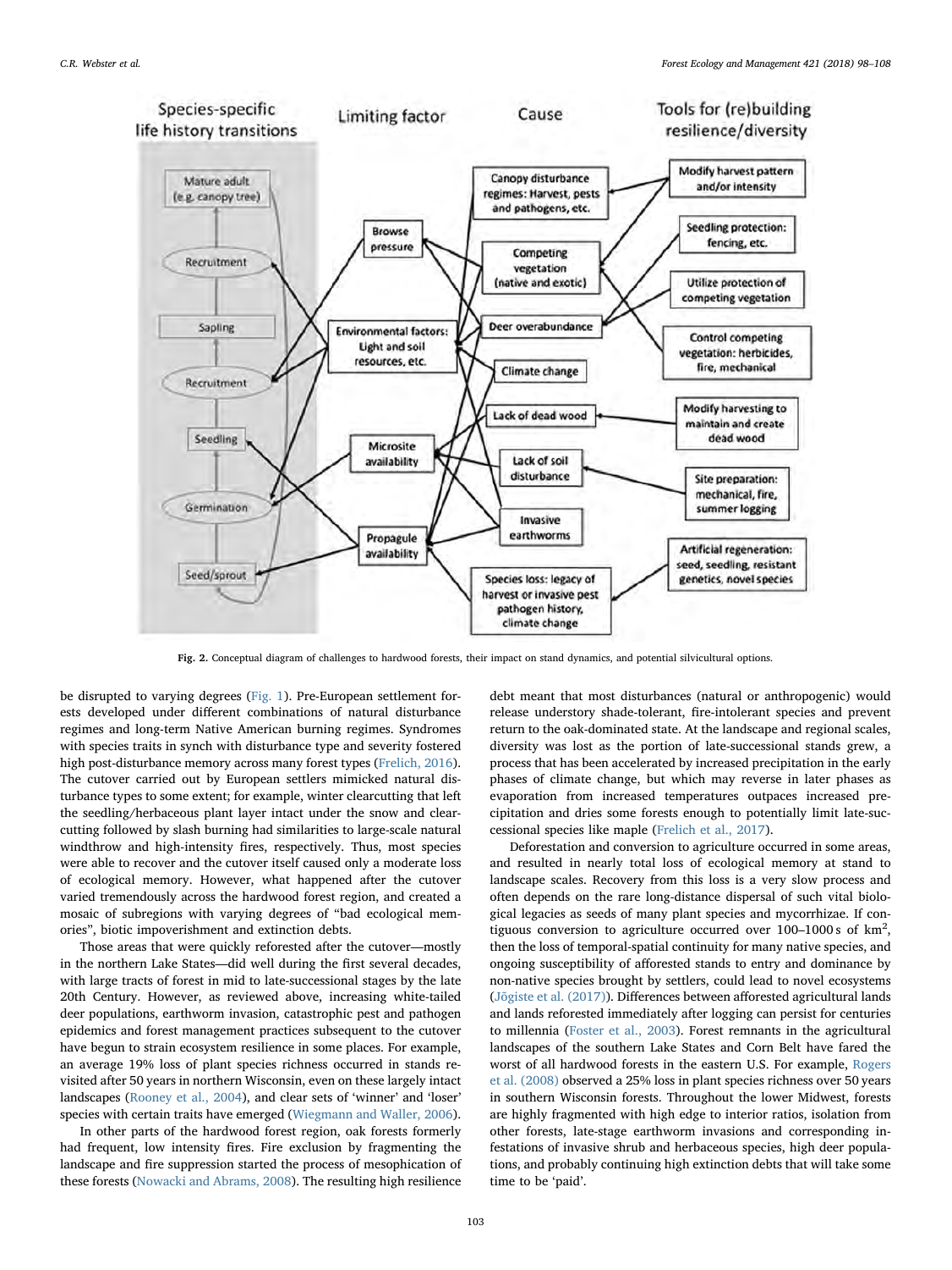Species-specific life history transitions

Limiting factor

Cause

Tools for (re)building resilience/diversity

Mature adult (e.g. canopy tree)

Recruitment

Sapling

Recruitment

Seedling

Germination

Seed/sprout

Browse pressure

Environmental factors: Light and soil resources, etc.

Microsite availability

Propagule availability

Canopy disturbance regimes: Harvest, pests and pathogens, etc.

Competing vegetation (native and exotic)

Deer overabundance

Climate change

Lack of dead wood

Lack of soil disturbance

Invasive earthworms

Species loss: legacy of harvest or invasive pest pathogen history, climate change

Modify harvest pattern and/or intensity

Seedling protection: fencing, etc.

Utilize protection of competing vegetation

Control competing vegetation: herbicides, fire, mechanical

Modify harvesting to maintain and create dead wood

Site preparation: mechanical, fire, summer logging

Artificial regeneration: seed, seedling, resistant genetics, novel species

**Fig. 2.** Conceptual diagram of challenges to hardwood forests, their impact on stand dynamics, and potential silvicultural options.

be disrupted to varying degrees (Fig. 1). Pre-European settlement forests developed under different combinations of natural disturbance regimes and long-term Native American burning regimes. Syndromes with species traits in synch with disturbance type and severity fostered high post-disturbance memory across many forest types (Frelich, 2016). The cutover carried out by European settlers mimicked natural disturbance types to some extent; for example, winter clearcutting that left the seedling/herbaceous plant layer intact under the snow and clearcutting followed by slash burning had similarities to large-scale natural windthrow and high-intensity fires, respectively. Thus, most species were able to recover and the cutover itself caused only a moderate loss of ecological memory. However, what happened after the cutover varied tremendously across the hardwood forest region, and created a mosaic of subregions with varying degrees of "bad ecological memories", biotic impoverishment and extinction debts.

Those areas that were quickly reforested after the cutover—mostly in the northern Lake States—did well during the first several decades, with large tracts of forest in mid to late-successional stages by the late 20th Century. However, as reviewed above, increasing white-tailed deer populations, earthworm invasion, catastrophic pest and pathogen epidemics and forest management practices subsequent to the cutover have begun to strain ecosystem resilience in some places. For example, an average 19% loss of plant species richness occurred in stands revisited after 50 years in northern Wisconsin, even on these largely intact landscapes (Rooney et al., 2004), and clear sets of 'winner' and 'loser' species with certain traits have emerged (Wiegmann and Waller, 2006).

In other parts of the hardwood forest region, oak forests formerly had frequent, low intensity fires. Fire exclusion by fragmenting the landscape and fire suppression started the process of mesophication of these forests (Nowacki and Abrams, 2008). The resulting high resilience debt meant that most disturbances (natural or anthropogenic) would release understory shade-tolerant, fire-intolerant species and prevent return to the oak-dominated state. At the landscape and regional scales, diversity was lost as the portion of late-successional stands grew, a process that has been accelerated by increased precipitation in the early phases of climate change, but which may reverse in later phases as evaporation from increased temperatures outpaces increased precipitation and dries some forests enough to potentially limit late-successional species like maple (Frelich et al., 2017).

Deforestation and conversion to agriculture occurred in some areas, and resulted in nearly total loss of ecological memory at stand to landscape scales. Recovery from this loss is a very slow process and often depends on the rare long-distance dispersal of such vital biological legacies as seeds of many plant species and mycorrhizae. If contiguous conversion to agriculture occurred over 100–1000 s of km$^2$, then the loss of temporal-spatial continuity for many native species, and ongoing susceptibility of afforested stands to entry and dominance by non-native species brought by settlers, could lead to novel ecosystems (Jõgiste et al. (2017)). Differences between afforested agricultural lands and lands reforested immediately after logging can persist for centuries to millennia (Foster et al., 2003). Forest remnants in the agricultural landscapes of the southern Lake States and Corn Belt have fared the worst of all hardwood forests in the eastern U.S. For example, Rogers et al. (2008) observed a 25% loss in plant species richness over 50 years in southern Wisconsin forests. Throughout the lower Midwest, forests are highly fragmented with high edge to interior ratios, isolation from other forests, late-stage earthworm invasions and corresponding infestations of invasive shrub and herbaceous species, high deer populations, and probably continuing high extinction debts that will take some time to be 'paid'.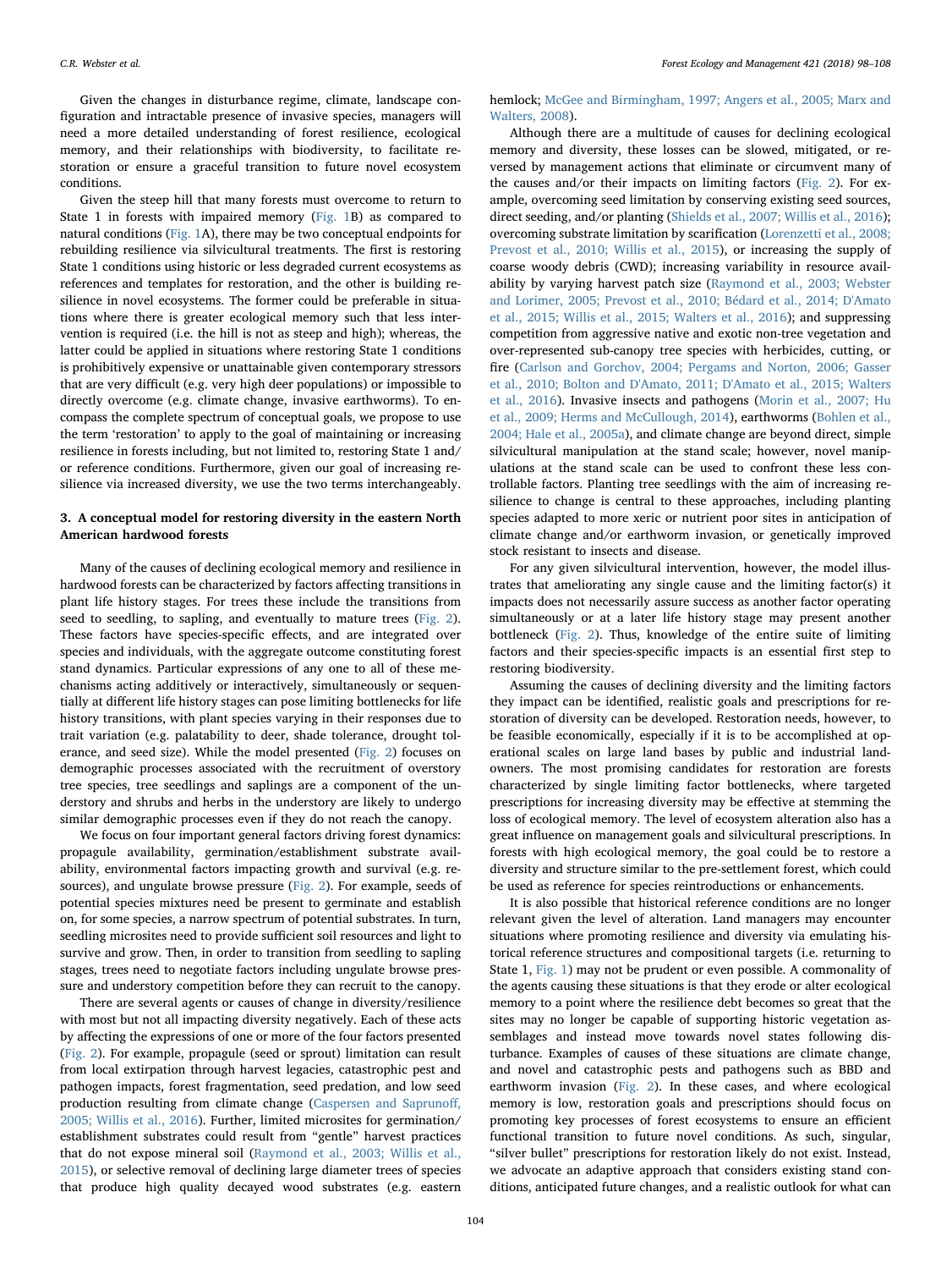Given the changes in disturbance regime, climate, landscape configuration and intractable presence of invasive species, managers will need a more detailed understanding of forest resilience, ecological memory, and their relationships with biodiversity, to facilitate restoration or ensure a graceful transition to future novel ecosystem conditions.

Given the steep hill that many forests must overcome to return to State 1 in forests with impaired memory (Fig. 1B) as compared to natural conditions (Fig. 1A), there may be two conceptual endpoints for rebuilding resilience via silvicultural treatments. The first is restoring State 1 conditions using historic or less degraded current ecosystems as references and templates for restoration, and the other is building resilience in novel ecosystems. The former could be preferable in situations where there is greater ecological memory such that less intervention is required (i.e. the hill is not as steep and high); whereas, the latter could be applied in situations where restoring State 1 conditions is prohibitively expensive or unattainable given contemporary stressors that are very difficult (e.g. very high deer populations) or impossible to directly overcome (e.g. climate change, invasive earthworms). To encompass the complete spectrum of conceptual goals, we propose to use the term 'restoration' to apply to the goal of maintaining or increasing resilience in forests including, but not limited to, restoring State 1 and/or reference conditions. Furthermore, given our goal of increasing resilience via increased diversity, we use the two terms interchangeably.

## 3. A conceptual model for restoring diversity in the eastern North American hardwood forests

Many of the causes of declining ecological memory and resilience in hardwood forests can be characterized by factors affecting transitions in plant life history stages. For trees these include the transitions from seed to seedling, to sapling, and eventually to mature trees (Fig. 2). These factors have species-specific effects, and are integrated over species and individuals, with the aggregate outcome constituting forest stand dynamics. Particular expressions of any one to all of these mechanisms acting additively or interactively, simultaneously or sequentially at different life history stages can pose limiting bottlenecks for life history transitions, with plant species varying in their responses due to trait variation (e.g. palatability to deer, shade tolerance, drought tolerance, and seed size). While the model presented (Fig. 2) focuses on demographic processes associated with the recruitment of overstory tree species, tree seedlings and saplings are a component of the understory and shrubs and herbs in the understory are likely to undergo similar demographic processes even if they do not reach the canopy.

We focus on four important general factors driving forest dynamics: propagule availability, germination/establishment substrate availability, environmental factors impacting growth and survival (e.g. resources), and ungulate browse pressure (Fig. 2). For example, seeds of potential species mixtures need be present to germinate and establish on, for some species, a narrow spectrum of potential substrates. In turn, seedling microsites need to provide sufficient soil resources and light to survive and grow. Then, in order to transition from seedling to sapling stages, trees need to negotiate factors including ungulate browse pressure and understory competition before they can recruit to the canopy.

There are several agents or causes of change in diversity/resilience with most but not all impacting diversity negatively. Each of these acts by affecting the expressions of one or more of the four factors presented (Fig. 2). For example, propagule (seed or sprout) limitation can result from local extirpation through harvest legacies, catastrophic pest and pathogen impacts, forest fragmentation, seed predation, and low seed production resulting from climate change (Caspersen and Saprunoff, 2005; Willis et al., 2016). Further, limited microsites for germination/establishment substrates could result from "gentle" harvest practices that do not expose mineral soil (Raymond et al., 2003; Willis et al., 2015), or selective removal of declining large diameter trees of species that produce high quality decayed wood substrates (e.g. eastern hemlock; McGee and Birmingham, 1997; Angers et al., 2005; Marx and Walters, 2008).

Although there are a multitude of causes for declining ecological memory and diversity, these losses can be slowed, mitigated, or reversed by management actions that eliminate or circumvent many of the causes and/or their impacts on limiting factors (Fig. 2). For example, overcoming seed limitation by conserving existing seed sources, direct seeding, and/or planting (Shields et al., 2007; Willis et al., 2016); overcoming substrate limitation by scarification (Lorenzetti et al., 2008; Prevost et al., 2010; Willis et al., 2015), or increasing the supply of coarse woody debris (CWD); increasing variability in resource availability by varying harvest patch size (Raymond et al., 2003; Webster and Lorimer, 2005; Prevost et al., 2010; Bédard et al., 2014; D'Amato et al., 2015; Willis et al., 2015; Walters et al., 2016); and suppressing competition from aggressive native and exotic non-tree vegetation and over-represented sub-canopy tree species with herbicides, cutting, or fire (Carlson and Gorchov, 2004; Pergams and Norton, 2006; Gasser et al., 2010; Bolton and D'Amato, 2011; D'Amato et al., 2015; Walters et al., 2016). Invasive insects and pathogens (Morin et al., 2007; Hu et al., 2009; Herms and McCullough, 2014), earthworms (Bohlen et al., 2004; Hale et al., 2005a), and climate change are beyond direct, simple silvicultural manipulation at the stand scale; however, novel manipulations at the stand scale can be used to confront these less controllable factors. Planting tree seedlings with the aim of increasing resilience to change is central to these approaches, including planting species adapted to more xeric or nutrient poor sites in anticipation of climate change and/or earthworm invasion, or genetically improved stock resistant to insects and disease.

For any given silvicultural intervention, however, the model illustrates that ameliorating any single cause and the limiting factor(s) it impacts does not necessarily assure success as another factor operating simultaneously or at a later life history stage may present another bottleneck (Fig. 2). Thus, knowledge of the entire suite of limiting factors and their species-specific impacts is an essential first step to restoring biodiversity.

Assuming the causes of declining diversity and the limiting factors they impact can be identified, realistic goals and prescriptions for restoration of diversity can be developed. Restoration needs, however, to be feasible economically, especially if it is to be accomplished at operational scales on large land bases by public and industrial landowners. The most promising candidates for restoration are forests characterized by single limiting factor bottlenecks, where targeted prescriptions for increasing diversity may be effective at stemming the loss of ecological memory. The level of ecosystem alteration also has a great influence on management goals and silvicultural prescriptions. In forests with high ecological memory, the goal could be to restore a diversity and structure similar to the pre-settlement forest, which could be used as reference for species reintroductions or enhancements.

It is also possible that historical reference conditions are no longer relevant given the level of alteration. Land managers may encounter situations where promoting resilience and diversity via emulating historical reference structures and compositional targets (i.e. returning to State 1, Fig. 1) may not be prudent or even possible. A commonality of the agents causing these situations is that they erode or alter ecological memory to a point where the resilience debt becomes so great that the sites may no longer be capable of supporting historic vegetation assemblages and instead move towards novel states following disturbance. Examples of causes of these situations are climate change, and novel and catastrophic pests and pathogens such as BBD and earthworm invasion (Fig. 2). In these cases, and where ecological memory is low, restoration goals and prescriptions should focus on promoting key processes of forest ecosystems to ensure an efficient functional transition to future novel conditions. As such, singular, "silver bullet" prescriptions for restoration likely do not exist. Instead, we advocate an adaptive approach that considers existing stand conditions, anticipated future changes, and a realistic outlook for what can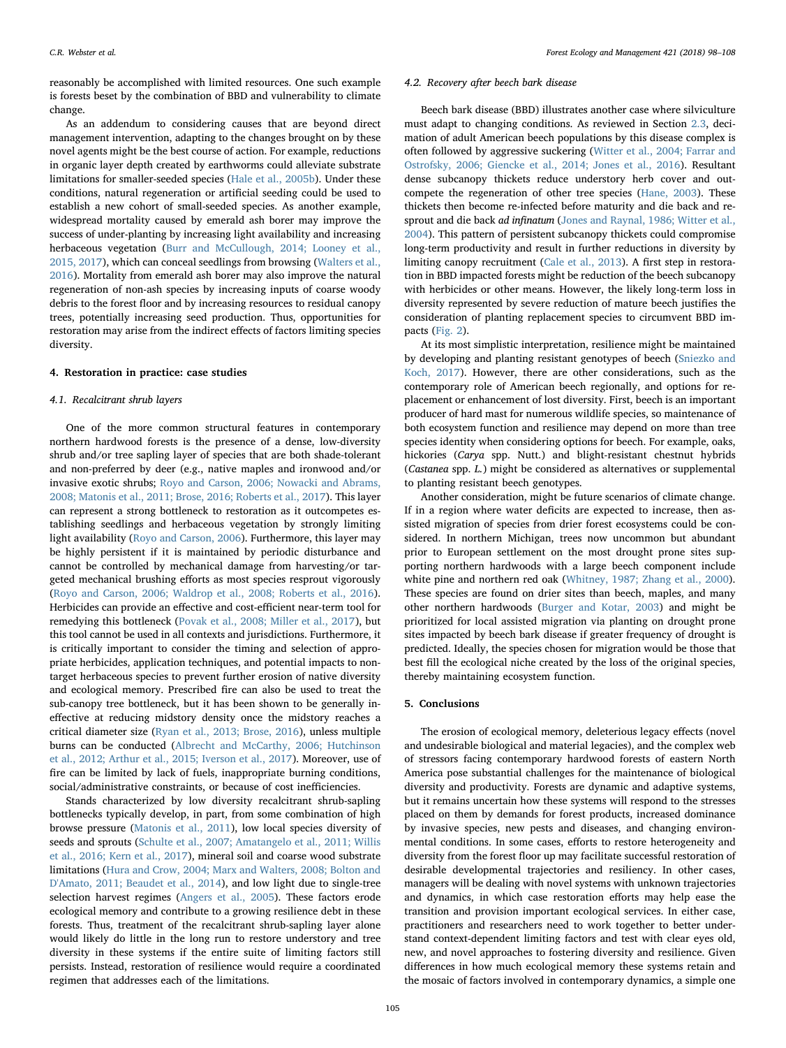reasonably be accomplished with limited resources. One such example is forests beset by the combination of BBD and vulnerability to climate change.

As an addendum to considering causes that are beyond direct management intervention, adapting to the changes brought on by these novel agents might be the best course of action. For example, reductions in organic layer depth created by earthworms could alleviate substrate limitations for smaller-seeded species (Hale et al., 2005b). Under these conditions, natural regeneration or artificial seeding could be used to establish a new cohort of small-seeded species. As another example, widespread mortality caused by emerald ash borer may improve the success of under-planting by increasing light availability and increasing herbaceous vegetation (Burr and McCullough, 2014; Looney et al., 2015, 2017), which can conceal seedlings from browsing (Walters et al., 2016). Mortality from emerald ash borer may also improve the natural regeneration of non-ash species by increasing inputs of coarse woody debris to the forest floor and by increasing resources to residual canopy trees, potentially increasing seed production. Thus, opportunities for restoration may arise from the indirect effects of factors limiting species diversity.

## 4. Restoration in practice: case studies

### 4.1. Recalcitrant shrub layers

One of the more common structural features in contemporary northern hardwood forests is the presence of a dense, low-diversity shrub and/or tree sapling layer of species that are both shade-tolerant and non-preferred by deer (e.g., native maples and ironwood and/or invasive exotic shrubs; Royo and Carson, 2006; Nowacki and Abrams, 2008; Matonis et al., 2011; Brose, 2016; Roberts et al., 2017). This layer can represent a strong bottleneck to restoration as it outcompetes establishing seedlings and herbaceous vegetation by strongly limiting light availability (Royo and Carson, 2006). Furthermore, this layer may be highly persistent if it is maintained by periodic disturbance and cannot be controlled by mechanical damage from harvesting/or targeted mechanical brushing efforts as most species resprout vigorously (Royo and Carson, 2006; Waldrop et al., 2008; Roberts et al., 2016). Herbicides can provide an effective and cost-efficient near-term tool for remedying this bottleneck (Povak et al., 2008; Miller et al., 2017), but this tool cannot be used in all contexts and jurisdictions. Furthermore, it is critically important to consider the timing and selection of appropriate herbicides, application techniques, and potential impacts to non-target herbaceous species to prevent further erosion of native diversity and ecological memory. Prescribed fire can also be used to treat the sub-canopy tree bottleneck, but it has been shown to be generally ineffective at reducing midstory density once the midstory reaches a critical diameter size (Ryan et al., 2013; Brose, 2016), unless multiple burns can be conducted (Albrecht and McCarthy, 2006; Hutchinson et al., 2012; Arthur et al., 2015; Iverson et al., 2017). Moreover, use of fire can be limited by lack of fuels, inappropriate burning conditions, social/administrative constraints, or because of cost inefficiencies.

Stands characterized by low diversity recalcitrant shrub-sapling bottlenecks typically develop, in part, from some combination of high browse pressure (Matonis et al., 2011), low local species diversity of seeds and sprouts (Schulte et al., 2007; Amatangelo et al., 2011; Willis et al., 2016; Kern et al., 2017), mineral soil and coarse wood substrate limitations (Hura and Crow, 2004; Marx and Walters, 2008; Bolton and D'Amato, 2011; Beaudet et al., 2014), and low light due to single-tree selection harvest regimes (Angers et al., 2005). These factors erode ecological memory and contribute to a growing resilience debt in these forests. Thus, treatment of the recalcitrant shrub-sapling layer alone would likely do little in the long run to restore understory and tree diversity in these systems if the entire suite of limiting factors still persists. Instead, restoration of resilience would require a coordinated regimen that addresses each of the limitations.

### 4.2. Recovery after beech bark disease

Beech bark disease (BBD) illustrates another case where silviculture must adapt to changing conditions. As reviewed in Section 2.3, decimation of adult American beech populations by this disease complex is often followed by aggressive suckering (Witter et al., 2004; Farrar and Ostrofsky, 2006; Giencke et al., 2014; Jones et al., 2016). Resultant dense subcanopy thickets reduce understory herb cover and outcompete the regeneration of other tree species (Hane, 2003). These thickets then become re-infected before maturity and die back and resprout and die back *ad infinatum* (Jones and Raynal, 1986; Witter et al., 2004). This pattern of persistent subcanopy thickets could compromise long-term productivity and result in further reductions in diversity by limiting canopy recruitment (Cale et al., 2013). A first step in restoration in BBD impacted forests might be reduction of the beech subcanopy with herbicides or other means. However, the likely long-term loss in diversity represented by severe reduction of mature beech justifies the consideration of planting replacement species to circumvent BBD impacts (Fig. 2).

At its most simplistic interpretation, resilience might be maintained by developing and planting resistant genotypes of beech (Sniezko and Koch, 2017). However, there are other considerations, such as the contemporary role of American beech regionally, and options for replacement or enhancement of lost diversity. First, beech is an important producer of hard mast for numerous wildlife species, so maintenance of both ecosystem function and resilience may depend on more than tree species identity when considering options for beech. For example, oaks, hickories (*Carya* spp. Nutt.) and blight-resistant chestnut hybrids (*Castanea* spp. *L.*) might be considered as alternatives or supplemental to planting resistant beech genotypes.

Another consideration, might be future scenarios of climate change. If in a region where water deficits are expected to increase, then assisted migration of species from drier forest ecosystems could be considered. In northern Michigan, trees now uncommon but abundant prior to European settlement on the most drought prone sites supporting northern hardwoods with a large beech component include white pine and northern red oak (Whitney, 1987; Zhang et al., 2000). These species are found on drier sites than beech, maples, and many other northern hardwoods (Burger and Kotar, 2003) and might be prioritized for local assisted migration via planting on drought prone sites impacted by beech bark disease if greater frequency of drought is predicted. Ideally, the species chosen for migration would be those that best fill the ecological niche created by the loss of the original species, thereby maintaining ecosystem function.

## 5. Conclusions

The erosion of ecological memory, deleterious legacy effects (novel and undesirable biological and material legacies), and the complex web of stressors facing contemporary hardwood forests of eastern North America pose substantial challenges for the maintenance of biological diversity and productivity. Forests are dynamic and adaptive systems, but it remains uncertain how these systems will respond to the stresses placed on them by demands for forest products, increased dominance by invasive species, new pests and diseases, and changing environmental conditions. In some cases, efforts to restore heterogeneity and diversity from the forest floor up may facilitate successful restoration of desirable developmental trajectories and resiliency. In other cases, managers will be dealing with novel systems with unknown trajectories and dynamics, in which case restoration efforts may help ease the transition and provision important ecological services. In either case, practitioners and researchers need to work together to better understand context-dependent limiting factors and test with clear eyes old, new, and novel approaches to fostering diversity and resilience. Given differences in how much ecological memory these systems retain and the mosaic of factors involved in contemporary dynamics, a simple one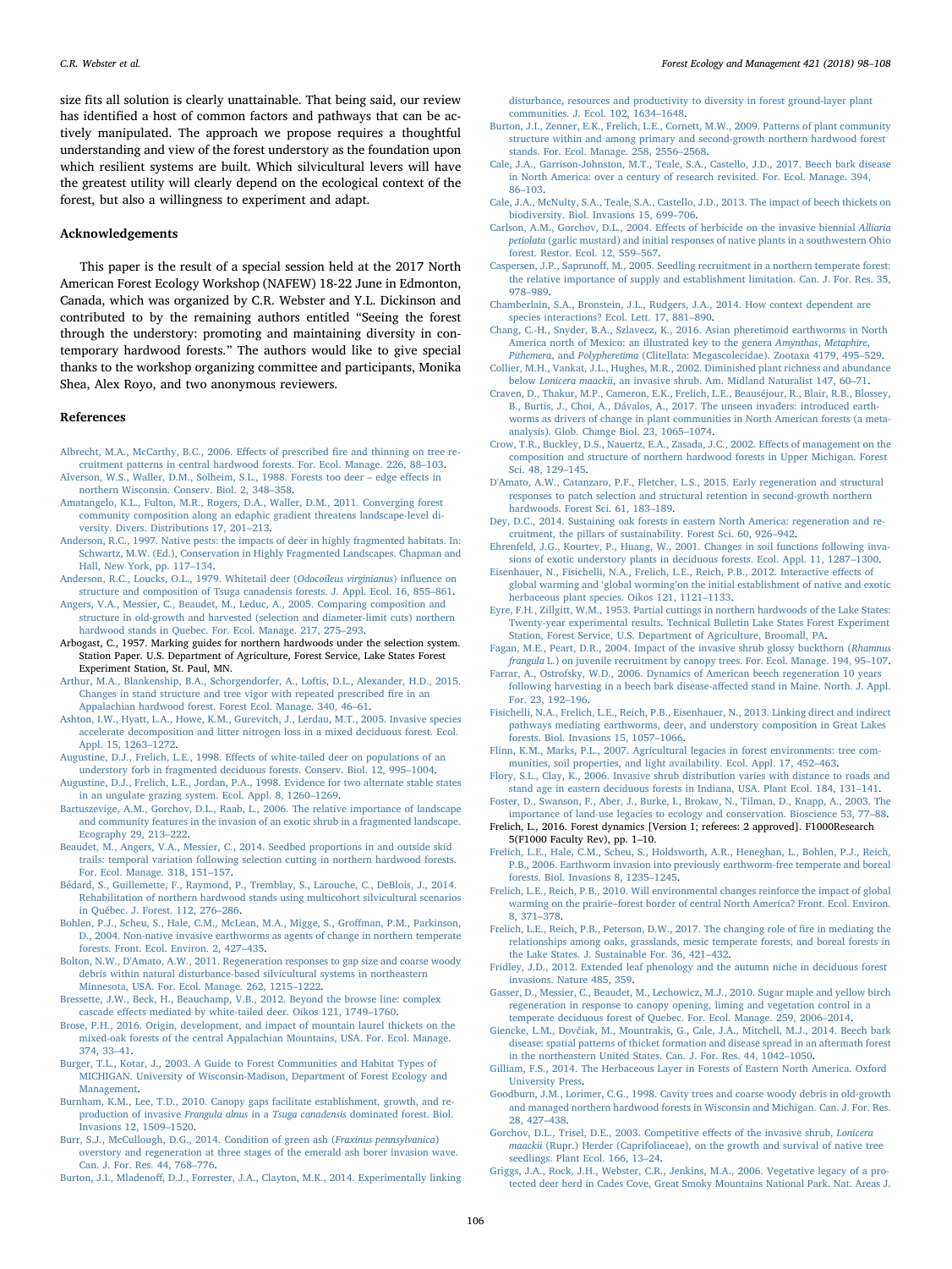size fits all solution is clearly unattainable. That being said, our review has identified a host of common factors and pathways that can be actively manipulated. The approach we propose requires a thoughtful understanding and view of the forest understory as the foundation upon which resilient systems are built. Which silvicultural levers will have the greatest utility will clearly depend on the ecological context of the forest, but also a willingness to experiment and adapt.

## Acknowledgements

This paper is the result of a special session held at the 2017 North American Forest Ecology Workshop (NAFEW) 18-22 June in Edmonton, Canada, which was organized by C.R. Webster and Y.L. Dickinson and contributed to by the remaining authors entitled "Seeing the forest through the understory: promoting and maintaining diversity in contemporary hardwood forests." The authors would like to give special thanks to the workshop organizing committee and participants, Monika Shea, Alex Royo, and two anonymous reviewers.

## References

Albrecht, M.A., McCarthy, B.C., 2006. Effects of prescribed fire and thinning on tree recruitment patterns in central hardwood forests. For. Ecol. Manage. 226, 88–103.

Alverson, W.S., Waller, D.M., Solheim, S.L., 1988. Forests too deer – edge effects in northern Wisconsin. Conserv. Biol. 2, 348–358.

Amatangelo, K.L., Fulton, M.R., Rogers, D.A., Waller, D.M., 2011. Converging forest community composition along an edaphic gradient threatens landscape-level diversity. Divers. Distributions 17, 201–213.

Anderson, R.C., 1997. Native pests: the impacts of deer in highly fragmented habitats. In: Schwartz, M.W. (Ed.), Conservation in Highly Fragmented Landscapes. Chapman and Hall, New York, pp. 117–134.

Anderson, R.C., Loucks, O.L., 1979. Whitetail deer (*Odocoileus virginianus*) influence on structure and composition of Tsuga canadensis forests. J. Appl. Ecol. 16, 855–861.

Angers, V.A., Messier, C., Beaudet, M., Leduc, A., 2005. Comparing composition and structure in old-growth and harvested (selection and diameter-limit cuts) northern hardwood stands in Quebec. For. Ecol. Manage. 217, 275–293.

Arbogast, C., 1957. Marking guides for northern hardwoods under the selection system. Station Paper. U.S. Department of Agriculture, Forest Service, Lake States Forest Experiment Station, St. Paul, MN.

Arthur, M.A., Blankenship, B.A., Schorgendorfer, A., Loftis, D.L., Alexander, H.D., 2015. Changes in stand structure and tree vigor with repeated prescribed fire in an Appalachian hardwood forest. Forest Ecol. Manage. 340, 46–61.

Ashton, I.W., Hyatt, L.A., Howe, K.M., Gurevitch, J., Lerdau, M.T., 2005. Invasive species accelerate decomposition and litter nitrogen loss in a mixed deciduous forest. Ecol. Appl. 15, 1263–1272.

Augustine, D.J., Frelich, L.E., 1998. Effects of white-tailed deer on populations of an understory forb in fragmented deciduous forests. Conserv. Biol. 12, 995–1004.

Augustine, D.J., Frelich, L.E., Jordan, P.A., 1998. Evidence for two alternate stable states in an ungulate grazing system. Ecol. Appl. 8, 1260–1269.

Bartuszevige, A.M., Gorchov, D.L., Raab, L., 2006. The relative importance of landscape and community features in the invasion of an exotic shrub in a fragmented landscape. Ecography 29, 213–222.

Beaudet, M., Angers, V.A., Messier, C., 2014. Seedbed proportions in and outside skid trails: temporal variation following selection cutting in northern hardwood forests. For. Ecol. Manage. 318, 151–157.

Bédard, S., Guillemette, F., Raymond, P., Tremblay, S., Larouche, C., DeBlois, J., 2014. Rehabilitation of northern hardwood stands using multicohort silvicultural scenarios in Québec. J. Forest. 112, 276–286.

Bohlen, P.J., Scheu, S., Hale, C.M., McLean, M.A., Migge, S., Groffman, P.M., Parkinson, D., 2004. Non-native invasive earthworms as agents of change in northern temperate forests. Front. Ecol. Environ. 2, 427–435.

Bolton, N.W., D'Amato, A.W., 2011. Regeneration responses to gap size and coarse woody debris within natural disturbance-based silvicultural systems in northeastern Minnesota, USA. For. Ecol. Manage. 262, 1215–1222.

Bressette, J.W., Beck, H., Beauchamp, V.B., 2012. Beyond the browse line: complex cascade effects mediated by white-tailed deer. Oikos 121, 1749–1760.

Brose, P.H., 2016. Origin, development, and impact of mountain laurel thickets on the mixed-oak forests of the central Appalachian Mountains, USA. For. Ecol. Manage. 374, 33–41.

Burger, T.L., Kotar, J., 2003. A Guide to Forest Communities and Habitat Types of MICHIGAN. University of Wisconsin-Madison, Department of Forest Ecology and Management.

Burnham, K.M., Lee, T.D., 2010. Canopy gaps facilitate establishment, growth, and reproduction of invasive *Frangula alnus* in a *Tsuga canadensis* dominated forest. Biol. Invasions 12, 1509–1520.

Burr, S.J., McCullough, D.G., 2014. Condition of green ash (*Fraxinus pennsylvanica*) overstory and regeneration at three stages of the emerald ash borer invasion wave. Can. J. For. Res. 44, 768–776.

Burton, J.I., Mladenoff, D.J., Forrester, J.A., Clayton, M.K., 2014. Experimentally linking disturbance, resources and productivity to diversity in forest ground-layer plant communities. J. Ecol. 102, 1634–1648.

Burton, J.I., Zenner, E.K., Frelich, L.E., Cornett, M.W., 2009. Patterns of plant community structure within and among primary and second-growth northern hardwood forest stands. For. Ecol. Manage. 258, 2556–2568.

Cale, J.A., Garrison-Johnston, M.T., Teale, S.A., Castello, J.D., 2017. Beech bark disease in North America: over a century of research revisited. For. Ecol. Manage. 394, 86–103.

Cale, J.A., McNulty, S.A., Teale, S.A., Castello, J.D., 2013. The impact of beech thickets on biodiversity. Biol. Invasions 15, 699–706.

Carlson, A.M., Gorchov, D.L., 2004. Effects of herbicide on the invasive biennial *Alliaria petiolata* (garlic mustard) and initial responses of native plants in a southwestern Ohio forest. Restor. Ecol. 12, 559–567.

Caspersen, J.P., Saprunoff, M., 2005. Seedling recruitment in a northern temperate forest: the relative importance of supply and establishment limitation. Can. J. For. Res. 35, 978–989.

Chamberlain, S.A., Bronstein, J.L., Rudgers, J.A., 2014. How context dependent are species interactions? Ecol. Lett. 17, 881–890.

Chang, C.-H., Snyder, B.A., Szlavecz, K., 2016. Asian pheretimoid earthworms in North America north of Mexico: an illustrated key to the genera *Amynthas*, *Metaphire*, *Pithemera*, and *Polypheretima* (Clitellata: Megascolecidae). Zootaxa 4179, 495–529.

Collier, M.H., Vankat, J.L., Hughes, M.R., 2002. Diminished plant richness and abundance below *Lonicera maackii*, an invasive shrub. Am. Midland Naturalist 147, 60–71.

Craven, D., Thakur, M.P., Cameron, E.K., Frelich, L.E., Beauséjour, R., Blair, R.B., Blossey, B., Burtis, J., Choi, A., Dávalos, A., 2017. The unseen invaders: introduced earthworms as drivers of change in plant communities in North American forests (a meta-analysis). Glob. Change Biol. 23, 1065–1074.

Crow, T.R., Buckley, D.S., Nauertz, E.A., Zasada, J.C., 2002. Effects of management on the composition and structure of northern hardwood forests in Upper Michigan. Forest Sci. 48, 129–145.

D'Amato, A.W., Catanzaro, P.F., Fletcher, L.S., 2015. Early regeneration and structural responses to patch selection and structural retention in second-growth northern hardwoods. Forest Sci. 61, 183–189.

Dey, D.C., 2014. Sustaining oak forests in eastern North America: regeneration and recruitment, the pillars of sustainability. Forest Sci. 60, 926–942.

Ehrenfeld, J.G., Kourtev, P., Huang, W., 2001. Changes in soil functions following invasions of exotic understory plants in deciduous forests. Ecol. Appl. 11, 1287–1300.

Eisenhauer, N., Fisichelli, N.A., Frelich, L.E., Reich, P.B., 2012. Interactive effects of global warming and 'global worming'on the initial establishment of native and exotic herbaceous plant species. Oikos 121, 1121–1133.

Eyre, F.H., Zillgitt, W.M., 1953. Partial cuttings in northern hardwoods of the Lake States: Twenty-year experimental results. Technical Bulletin Lake States Forest Experiment Station, Forest Service, U.S. Department of Agriculture, Broomall, PA.

Fagan, M.E., Peart, D.R., 2004. Impact of the invasive shrub glossy buckthorn (*Rhamnus frangula* L.) on juvenile recruitment by canopy trees. For. Ecol. Manage. 194, 95–107.

Farrar, A., Ostrofsky, W.D., 2006. Dynamics of American beech regeneration 10 years following harvesting in a beech bark disease-affected stand in Maine. North. J. Appl. For. 23, 192–196.

Fisichelli, N.A., Frelich, L.E., Reich, P.B., Eisenhauer, N., 2013. Linking direct and indirect pathways mediating earthworms, deer, and understory composition in Great Lakes forests. Biol. Invasions 15, 1057–1066.

Flinn, M.A., Marks, P.L., 2007. Agricultural legacies in forest environments: tree communities, soil properties, and light availability. Ecol. Appl. 17, 452–463.

Flory, S.L., Clay, K., 2006. Invasive shrub distribution varies with distance to roads and stand age in eastern deciduous forests in Indiana, USA. Plant Ecol. 184, 131–141.

Foster, D., Swanson, F., Aber, J., Burke, I., Brokaw, N., Tilman, D., Knapp, A., 2003. The importance of land-use legacies to ecology and conservation. Bioscience 53, 77–88.

Frelich, L., 2016. Forest dynamics [Version 1; referees: 2 approved]. F1000Research 5(F1000 Faculty Rev), pp. 1–10.

Frelich, L.E., Hale, C.M., Scheu, S., Holdsworth, A.R., Heneghan, L., Bohlen, P.J., Reich, P.B., 2006. Earthworm invasion into previously earthworm-free temperate and boreal forests. Biol. Invasions 8, 1235–1245.

Frelich, L.E., Reich, P.B., 2010. Will environmental changes reinforce the impact of global warming on the prairie–forest border of central North America? Front. Ecol. Environ. 8, 371–378.

Frelich, L.E., Reich, P.B., Peterson, D.W., 2017. The changing role of fire in mediating the relationships among oaks, grasslands, mesic temperate forests, and boreal forests in the Lake States. J. Sustainable For. 36, 421–432.

Fridley, J.D., 2012. Extended leaf phenology and the autumn niche in deciduous forest invasions. Nature 485, 359.

Gasser, D., Messier, C., Beaudet, M., Lechowicz, M.J., 2010. Sugar maple and yellow birch regeneration in response to canopy opening, liming and vegetation control in a temperate deciduous forest of Quebec. For. Ecol. Manage. 259, 2006–2014.

Giencke, L.M., Dovčiak, M., Mountrakis, G., Cale, J.A., Mitchell, M.J., 2014. Beech bark disease: spatial patterns of thicket formation and disease spread in an aftermath forest in the northeastern United States. Can. J. For. Res. 44, 1042–1050.

Gilliam, F.S., 2014. The Herbaceous Layer in Forests of Eastern North America. Oxford University Press.

Goodburn, J.M., Lorimer, C.G., 1998. Cavity trees and coarse woody debris in old-growth and managed northern hardwood forests in Wisconsin and Michigan. Can. J. For. Res. 28, 427–438.

Gorchov, D.L., Trisel, D.E., 2003. Competitive effects of the invasive shrub, *Lonicera maackii* (Rupr.) Herder (Caprifoliaceae), on the growth and survival of native tree seedlings. Plant Ecol. 166, 13–24.

Griggs, J.A., Rock, J.H., Webster, C.R., Jenkins, M.A., 2006. Vegetative legacy of a protected deer herd in Cades Cove, Great Smoky Mountains National Park. Nat. Areas J.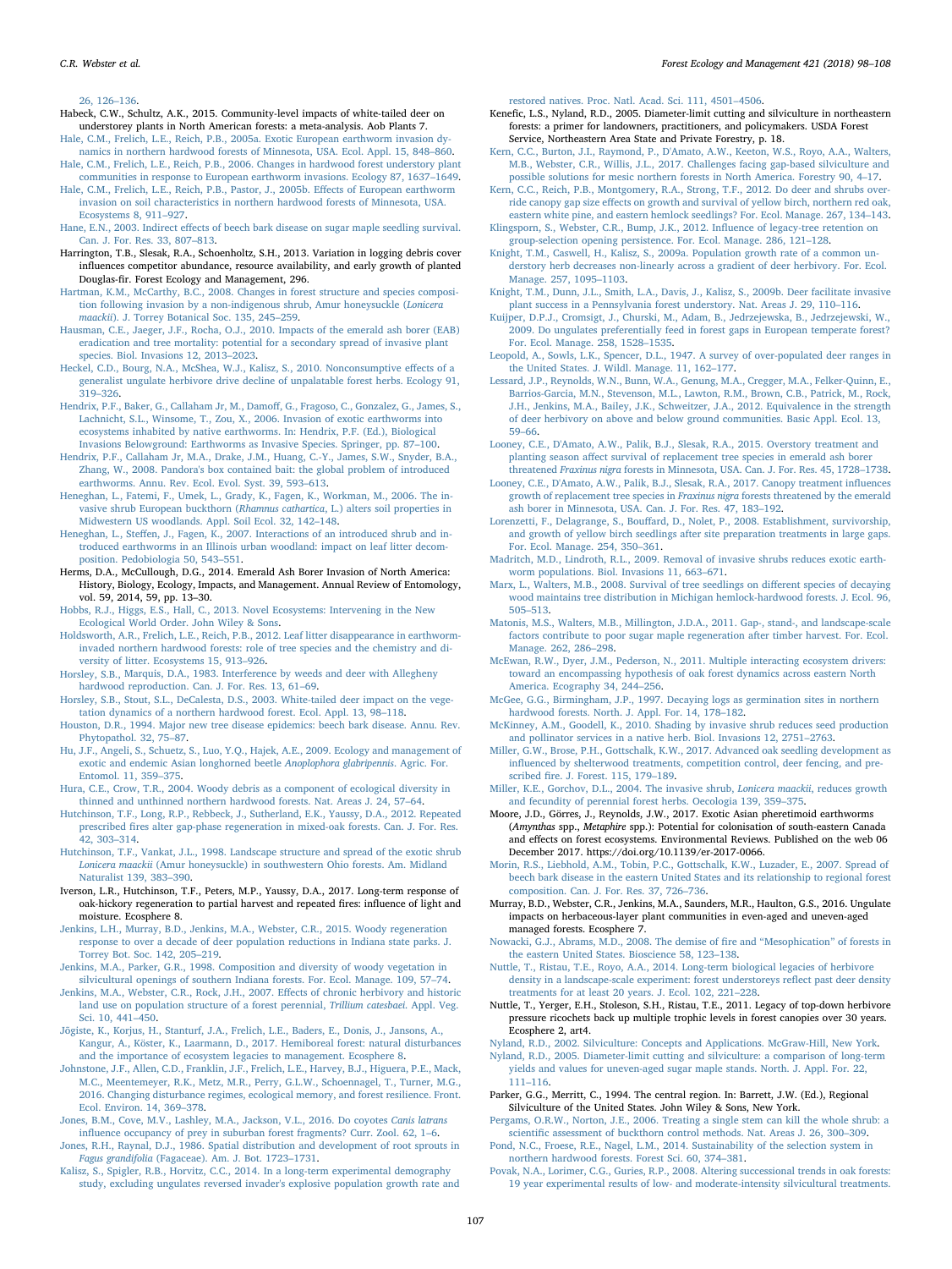26, 126–136.

Habeck, C.W., Schultz, A.K., 2015. Community-level impacts of white-tailed deer on understorey plants in North American forests: a meta-analysis. Aob Plants 7.

Hale, C.M., Frelich, L.E., Reich, P.B., 2005a. Exotic European earthworm invasion dynamics in northern hardwood forests of Minnesota, USA. Ecol. Appl. 15, 848–860.

Hale, C.M., Frelich, L.E., Reich, P.B., 2006. Changes in hardwood forest understory plant communities in response to European earthworm invasions. Ecology 87, 1637–1649.

Hale, C.M., Frelich, L.E., Reich, P.B., Pastor, J., 2005b. Effects of European earthworm invasion on soil characteristics in northern hardwood forests of Minnesota, USA. Ecosystems 8, 911–927.

Hane, E.N., 2003. Indirect effects of beech bark disease on sugar maple seedling survival. Can. J. For. Res. 33, 807–813.

Harrington, T.B., Slesak, R.A., Schoenholtz, S.H., 2013. Variation in logging debris cover influences competitor abundance, resource availability, and early growth of planted Douglas-fir. Forest Ecology and Management, 296.

Hartman, K.M., McCarthy, B.C., 2008. Changes in forest structure and species composition following invasion by a non-indigenous shrub, Amur honeysuckle (*Lonicera maackii*). J. Torrey Botanical Soc. 135, 245–259.

Hausman, C.E., Jaeger, J.F., Rocha, O.J., 2010. Impacts of the emerald ash borer (EAB) eradication and tree mortality: potential for a secondary spread of invasive plant species. Biol. Invasions 12, 2013–2023.

Heckel, C.D., Bourg, N.A., McShea, W.J., Kalisz, S., 2010. Nonconsumptive effects of a generalist ungulate herbivore drive decline of unpalatable forest herbs. Ecology 91, 319–326.

Hendrix, P.F., Baker, G., Callaham Jr, M., Damoff, G., Fragoso, C., Gonzalez, G., James, S., Lachnicht, S.L., Winsome, T., Zou, X., 2006. Invasion of exotic earthworms into ecosystems inhabited by native earthworms. In: Hendrix, P.F. (Ed.), Biological Invasions Belowground: Earthworms as Invasive Species. Springer, pp. 87–100.

Hendrix, P.F., Callaham Jr, M.A., Drake, J.M., Huang, C.-Y., James, S.W., Snyder, B.A., Zhang, W., 2008. Pandora's box contained bait: the global problem of introduced earthworms. Annu. Rev. Ecol. Evol. Syst. 39, 593–613.

Heneghan, L., Fatemi, F., Umek, L., Grady, K., Fagen, K., Workman, M., 2006. The invasive shrub European buckthorn (*Rhamnus cathartica*, L.) alters soil properties in Midwestern US woodlands. Appl. Soil Ecol. 32, 142–148.

Heneghan, L., Steffen, J., Fagen, K., 2007. Interactions of an introduced shrub and introduced earthworms in an Illinois urban woodland: impact on leaf litter decomposition. Pedobiologia 50, 543–551.

Herms, D.A., McCullough, D.G., 2014. Emerald Ash Borer Invasion of North America: History, Biology, Ecology, Impacts, and Management. Annual Review of Entomology, vol. 59, 2014, 59, pp. 13–30.

Hobbs, R.J., Higgs, E.S., Hall, C., 2013. Novel Ecosystems: Intervening in the New Ecological World Order. John Wiley & Sons.

Holdsworth, A.R., Frelich, L.E., Reich, P.B., 2012. Leaf litter disappearance in earthworm-invaded northern hardwood forests: role of tree species and the chemistry and diversity of litter. Ecosystems 15, 913–926.

Horsley, S.B., Marquis, D.A., 1983. Interference by weeds and deer with Allegheny hardwood reproduction. Can. J. For. Res. 13, 61–69.

Horsley, S.B., Stout, S.L., DeCalesta, D.S., 2003. White-tailed deer impact on the vegetation dynamics of a northern hardwood forest. Ecol. Appl. 13, 98–118.

Houston, D.R., 1994. Major new tree disease epidemics: beech bark disease. Annu. Rev. Phytopathol. 32, 75–87.

Hu, J.F., Angeli, S., Schuetz, S., Luo, Y.Q., Hajek, A.E., 2009. Ecology and management of exotic and endemic Asian longhorned beetle *Anoplophora glabripennis*. Agric. For. Entomol. 11, 359–375.

Hura, C.E., Crow, T.R., 2004. Woody debris as a component of ecological diversity in thinned and unthinned northern hardwood forests. Nat. Areas J. 24, 57–64.

Hutchinson, T.F., Long, R.P., Rebbeck, J., Sutherland, E.K., Yaussy, D.A., 2012. Repeated prescribed fires alter gap-phase regeneration in mixed-oak forests. Can. J. For. Res. 42, 303–314.

Hutchinson, T.F., Vankat, J.L., 1998. Landscape structure and spread of the exotic shrub *Lonicera maackii* (Amur honeysuckle) in southwestern Ohio forests. Am. Midland Naturalist 139, 383–390.

Iverson, L.R., Hutchinson, T.F., Peters, M.P., Yaussy, D.A., 2017. Long-term response of oak-hickory regeneration to partial harvest and repeated fires: influence of light and moisture. Ecosphere 8.

Jenkins, L.H., Murray, B.D., Jenkins, M.A., Webster, C.R., 2015. Woody regeneration response to over a decade of deer population reductions in Indiana state parks. J. Torrey Bot. Soc. 142, 205–219.

Jenkins, M.A., Parker, G.R., 1998. Composition and diversity of woody vegetation in silvicultural openings of southern Indiana forests. For. Ecol. Manage. 109, 57–74.

Jenkins, M.A., Webster, C.R., Rock, J.H., 2007. Effects of chronic herbivory and historic land use on population structure of a forest perennial, *Trillium catesbaei*. Appl. Veg. Sci. 10, 441–450.

Jõgiste, K., Korjus, H., Stanturf, J.A., Frelich, L.E., Baders, E., Donis, J., Jansons, A., Kangur, A., Köster, K., Laarmann, D., 2017. Hemiboreal forest: natural disturbances and the importance of ecosystem legacies to management. Ecosphere 8.

Johnstone, J.F., Allen, C.D., Franklin, J.F., Frelich, L.E., Harvey, B.J., Higuera, P.E., Mack, M.C., Meentemeyer, R.K., Metz, M.R., Perry, G.L.W., Schoennagel, T., Turner, M.G., 2016. Changing disturbance regimes, ecological memory, and forest resilience. Front. Ecol. Environ. 14, 369–378.

Jones, B.M., Cove, M.V., Lashley, M.A., Jackson, V.L., 2016. Do coyotes *Canis latrans* influence occupancy of prey in suburban forest fragments? Curr. Zool. 62, 1–6.

Jones, R.H., Raynal, D.J., 1986. Spatial distribution and development of root sprouts in *Fagus grandifolia* (Fagaceae). Am. J. Bot. 1723–1731.

Kalisz, S., Spigler, R.B., Horvitz, C.C., 2014. In a long-term experimental demography study, excluding ungulates reversed invader's explosive population growth rate and restored natives. Proc. Natl. Acad. Sci. 111, 4501–4506.

Kenefic, L.S., Nyland, R.D., 2005. Diameter-limit cutting and silviculture in northeastern forests: a primer for landowners, practitioners, and policymakers. USDA Forest Service, Northeastern Area State and Private Forestry, p. 18.

Kern, C.C., Burton, J.I., Raymond, P., D'Amato, A.W., Keeton, W.S., Royo, A.A., Walters, M.B., Webster, C.R., Willis, J.L., 2017. Challenges facing gap-based silviculture and possible solutions for mesic northern forests in North America. Forestry 90, 4–17.

Kern, C.C., Reich, P.B., Montgomery, R.A., Strong, T.F., 2012. Do deer and shrubs override canopy gap size effects on growth and survival of yellow birch, northern red oak, eastern white pine, and eastern hemlock seedlings? For. Ecol. Manage. 267, 134–143.

Klingsporn, S., Webster, C.R., Bump, J.K., 2012. Influence of legacy-tree retention on group-selection opening persistence. For. Ecol. Manage. 286, 121–128.

Knight, T.M., Caswell, H., Kalisz, S., 2009a. Population growth rate of a common understory herb decreases non-linearly across a gradient of deer herbivory. For. Ecol. Manage. 257, 1095–1103.

Knight, T.M., Dunn, J.L., Smith, L.A., Davis, J., Kalisz, S., 2009b. Deer facilitate invasive plant success in a Pennsylvania forest understory. Nat. Areas J. 29, 110–116.

Kuijper, D.P.J., Cromsigt, J., Churski, M., Adam, B., Jedrzejewska, B., Jedrzejewski, W., 2009. Do ungulates preferentially feed in forest gaps in European temperate forest? For. Ecol. Manage. 258, 1528–1535.

Leopold, A., Sowls, L.K., Spencer, D.L., 1947. A survey of over-populated deer ranges in the United States. J. Wildl. Manage. 11, 162–177.

Lessard, J.P., Reynolds, W.N., Bunn, W.A., Genung, M.A., Cregger, M.A., Felker-Quinn, E., Barrios-Garcia, M.N., Stevenson, M.L., Lawton, R.M., Brown, C.B., Patrick, M., Rock, J.H., Jenkins, M.A., Bailey, J.K., Schweitzer, J.A., 2012. Equivalence in the strength of deer herbivory on above and below ground communities. Basic Appl. Ecol. 13, 59–66.

Looney, C.E., D'Amato, A.W., Palik, B.J., Slesak, R.A., 2015. Overstory treatment and planting season affect survival of replacement tree species in emerald ash borer threatened *Fraxinus nigra* forests in Minnesota, USA. Can. J. For. Res. 45, 1728–1738.

Looney, C.E., D'Amato, A.W., Palik, B.J., Slesak, R.A., 2017. Canopy treatment influences growth of replacement tree species in *Fraxinus nigra* forests threatened by the emerald ash borer in Minnesota, USA. Can. J. For. Res. 47, 183–192.

Lorenzetti, F., Delagrange, S., Bouffard, D., Nolet, P., 2008. Establishment, survivorship, and growth of yellow birch seedlings after site preparation treatments in large gaps. For. Ecol. Manage. 254, 350–361.

Madritch, M.D., Lindroth, R.L., 2009. Removal of invasive shrubs reduces exotic earthworm populations. Biol. Invasions 11, 663–671.

Marx, L., Walters, M.B., 2008. Survival of tree seedlings on different species of decaying wood maintains tree distribution in Michigan hemlock-hardwood forests. J. Ecol. 96, 505–513.

Matonis, M.S., Walters, M.B., Millington, J.D.A., 2011. Gap-, stand-, and landscape-scale factors contribute to poor sugar maple regeneration after timber harvest. For. Ecol. Manage. 262, 286–298.

McEwan, R.W., Dyer, J.M., Pederson, N., 2011. Multiple interacting ecosystem drivers: toward an encompassing hypothesis of oak forest dynamics across eastern North America. Ecography 34, 244–256.

McGee, G.G., Birmingham, J.P., 1997. Decaying logs as germination sites in northern hardwood forests. North. J. Appl. For. 14, 178–182.

McKinney, A.M., Goodell, K., 2010. Shading by invasive shrub reduces seed production and pollinator services in a native herb. Biol. Invasions 12, 2751–2763.

Miller, G.W., Brose, P.H., Gottschalk, K.W., 2017. Advanced oak seedling development as influenced by shelterwood treatments, competition control, deer fencing, and prescribed fire. J. Forest. 115, 179–189.

Miller, K.E., Gorchov, D.L., 2004. The invasive shrub, *Lonicera maackii*, reduces growth and fecundity of perennial forest herbs. Oecologia 139, 359–375.

Moore, J.D., Görres, J., Reynolds, J.W., 2017. Exotic Asian pheretimoid earthworms (*Amynthas* spp., *Metaphire* spp.): Potential for colonisation of south-eastern Canada and effects on forest ecosystems. Environmental Reviews. Published on the web 06 December 2017. https://doi.org/10.1139/er-2017-0066.

Morin, R.S., Liebhold, A.M., Tobin, P.C., Gottschalk, K.W., Luzader, E., 2007. Spread of beech bark disease in the eastern United States and its relationship to regional forest composition. Can. J. For. Res. 37, 726–736.

Murray, B.D., Webster, C.R., Jenkins, M.A., Saunders, M.R., Haulton, G.S., 2016. Ungulate impacts on herbaceous-layer plant communities in even-aged and uneven-aged managed forests. Ecosphere 7.

Nowacki, G.J., Abrams, M.D., 2008. The demise of fire and "Mesophication" of forests in the eastern United States. Bioscience 58, 123–138.

Nuttle, T., Ristau, T.E., Royo, A.A., 2014. Long-term biological legacies of herbivore density in a landscape-scale experiment: forest understoreys reflect past deer density treatments for at least 20 years. J. Ecol. 102, 221–228.

Nuttle, T., Yerger, E.H., Stoleson, S.H., Ristau, T.E., 2011. Legacy of top-down herbivore pressure ricochets back up multiple trophic levels in forest canopies over 30 years. Ecosphere 2, art4.

Nyland, R.D., 2002. Silviculture: Concepts and Applications. McGraw-Hill, New York.

Nyland, R.D., 2005. Diameter-limit cutting and silviculture: a comparison of long-term yields and values for uneven-aged sugar maple stands. North. J. Appl. For. 22, 111–116.

Parker, G.G., Merritt, C., 1994. The central region. In: Barrett, J.W. (Ed.), Regional Silviculture of the United States. John Wiley & Sons, New York.

Pergams, O.R.W., Norton, J.E., 2006. Treating a single stem can kill the whole shrub: a scientific assessment of buckthorn control methods. Nat. Areas J. 26, 300–309.

Pond, N.C., Froese, R.E., Nagel, L.M., 2014. Sustainability of the selection system in northern hardwood forests. Forest Sci. 60, 374–381.

Povak, N.A., Lorimer, C.G., Guries, R.P., 2008. Altering successional trends in oak forests: 19 year experimental results of low- and moderate-intensity silvicultural treatments.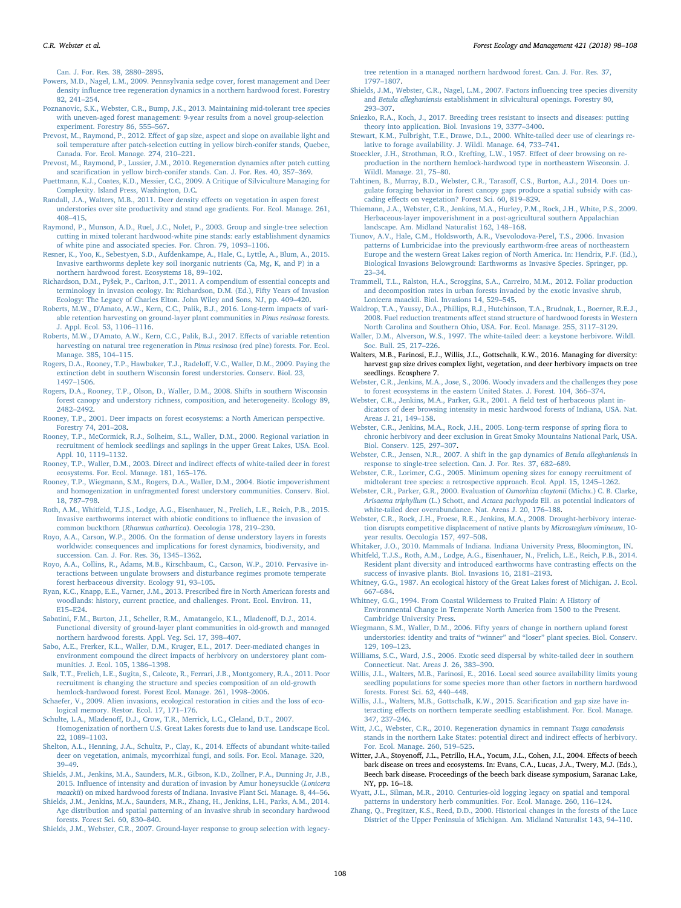Can. J. For. Res. 38, 2880–2895.

Powers, M.D., Nagel, L.M., 2009. Pennsylvania sedge cover, forest management and Deer density influence tree regeneration dynamics in a northern hardwood forest. Forestry 82, 241–254.

Poznanovic, S.K., Webster, C.R., Bump, J.K., 2013. Maintaining mid-tolerant tree species with uneven-aged forest management: 9-year results from a novel group-selection experiment. Forestry 86, 555–567.

Prevost, M., Raymond, P., 2012. Effect of gap size, aspect and slope on available light and soil temperature after patch-selection cutting in yellow birch-conifer stands, Quebec, Canada. For. Ecol. Manage. 274, 210–221.

Prevost, M., Raymond, P., Lussier, J.M., 2010. Regeneration dynamics after patch cutting and scarification in yellow birch-conifer stands. Can. J. For. Res. 40, 357–369.

Puettmann, K.J., Coates, K.D., Messier, C.C., 2009. A Critique of Silviculture Managing for Complexity. Island Press, Washington, D.C.

Randall, J.A., Walters, M.B., 2011. Deer density effects on vegetation in aspen forest understories over site productivity and stand age gradients. For. Ecol. Manage. 261, 408–415.

Raymond, P., Munson, A.D., Ruel, J.C., Nolet, P., 2003. Group and single-tree selection cutting in mixed tolerant hardwood-white pine stands: early establishment dynamics of white pine and associated species. For. Chron. 79, 1093–1106.

Resner, K., Yoo, K., Sebestyen, S.D., Aufdenkampe, A., Hale, C., Lyttle, A., Blum, A., 2015. Invasive earthworms deplete key soil inorganic nutrients (Ca, Mg, K, and P) in a northern hardwood forest. Ecosystems 18, 89–102.

Richardson, D.M., Pyšek, P., Carlton, J.T., 2011. A compendium of essential concepts and terminology in invasion ecology. In: Richardson, D.M. (Ed.), Fifty Years of Invasion Ecology: The Legacy of Charles Elton. John Wiley and Sons, NJ, pp. 409–420.

Roberts, M.W., D'Amato, A.W., Kern, C.C., Palik, B.J., 2016. Long-term impacts of variable retention harvesting on ground-layer plant communities in *Pinus resinosa* forests. J. Appl. Ecol. 53, 1106–1116.

Roberts, M.W., D'Amato, A.W., Kern, C.C., Palik, B.J., 2017. Effects of variable retention harvesting on natural tree regeneration in *Pinus resinosa* (red pine) forests. For. Ecol. Manage. 385, 104–115.

Rogers, D.A., Rooney, T.P., Hawbaker, T.J., Radeloff, V.C., Waller, D.M., 2009. Paying the extinction debt in southern Wisconsin forest understories. Conserv. Biol. 23, 1497–1506.

Rogers, D.A., Rooney, T.P., Olson, D., Waller, D.M., 2008. Shifts in southern Wisconsin forest canopy and understory richness, composition, and heterogeneity. Ecology 89, 2482–2492.

Rooney, T.P., 2001. Deer impacts on forest ecosystems: A North American perspective. Forestry 74, 201–208.

Rooney, T.P., McCormick, R.J., Solheim, S.L., Waller, D.M., 2000. Regional variation in recruitment of hemlock seedlings and saplings in the upper Great Lakes, USA. Ecol. Appl. 10, 1119–1132.

Rooney, T.P., Waller, D.M., 2003. Direct and indirect effects of white-tailed deer in forest ecosystems. For. Ecol. Manage. 181, 165–176.

Rooney, T.P., Wiegmann, S.M., Rogers, D.A., Waller, D.M., 2004. Biotic impoverishment and homogenization in unfragmented forest understory communities. Conserv. Biol. 18, 787–798.

Roth, A.M., Whitfeld, T.J.S., Lodge, A.G., Eisenhauer, N., Frelich, L.E., Reich, P.B., 2015. Invasive earthworms interact with abiotic conditions to influence the invasion of common buckthorn (*Rhamnus cathartica*). Oecologia 178, 219–230.

Royo, A.A., Carson, W.P., 2006. On the formation of dense understory layers in forests worldwide: consequences and implications for forest dynamics, biodiversity, and succession. Can. J. For. Res. 36, 1345–1362.

Royo, A.A., Collins, R., Adams, M.B., Kirschbaum, C., Carson, W.P., 2010. Pervasive interactions between ungulate browsers and disturbance regimes promote temperate forest herbaceous diversity. Ecology 91, 93–105.

Ryan, K.C., Knapp, E.E., Varner, J.M., 2013. Prescribed fire in North American forests and woodlands: history, current practice, and challenges. Front. Ecol. Environ. 11, E15–E24.

Sabatini, F.M., Burton, J.I., Scheller, R.M., Amatangelo, K.L., Mladenoff, D.J., 2014. Functional diversity of ground-layer plant communities in old-growth and managed northern hardwood forests. Appl. Veg. Sci. 17, 398–407.

Sabo, A.E., Frerker, K.L., Waller, D.M., Kruger, E.L., 2017. Deer-mediated changes in environment compound the direct impacts of herbivory on understorey plant communities. J. Ecol. 105, 1386–1398.

Salk, T.T., Frelich, L.E., Sugita, S., Calcote, R., Ferrari, J.B., Montgomery, R.A., 2011. Poor recruitment is changing the structure and species composition of an old-growth hemlock-hardwood forest. Forest Ecol. Manage. 261, 1998–2006.

Schaefer, V., 2009. Alien invasions, ecological restoration in cities and the loss of ecological memory. Restor. Ecol. 17, 171–176.

Schulte, L.A., Mladenoff, D.J., Crow, T.R., Merrick, L.C., Cleland, D.T., 2007. Homogenization of northern U.S. Great Lakes forests due to land use. Landscape Ecol. 22, 1089–1103.

Shelton, A.L., Henning, J.A., Schultz, P., Clay, K., 2014. Effects of abundant white-tailed deer on vegetation, animals, mycorrhizal fungi, and soils. For. Ecol. Manage. 320, 39–49.

Shields, J.M., Jenkins, M.A., Saunders, M.R., Gibson, K.D., Zollner, P.A., Dunning Jr, J.B., 2015. Influence of intensity and duration of invasion by Amur honeysuckle (*Lonicera maackii*) on mixed hardwood forests of Indiana. Invasive Plant Sci. Manage. 8, 44–56.

Shields, J.M., Jenkins, M.A., Saunders, M.R., Zhang, H., Jenkins, L.H., Parks, A.M., 2014. Age distribution and spatial patterning of an invasive shrub in secondary hardwood forests. Forest Sci. 60, 830–840.

Shields, J.M., Webster, C.R., 2007. Ground-layer response to group selection with legacy-tree retention in a managed northern hardwood forest. Can. J. For. Res. 37, 1797–1807.

Shields, J.M., Webster, C.R., Nagel, L.M., 2007. Factors influencing tree species diversity and *Betula alleghaniensis* establishment in silvicultural openings. Forestry 80, 293–307.

Sniezko, R.A., Koch, J., 2017. Breeding trees resistant to insects and diseases: putting theory into application. Biol. Invasions 19, 3377–3400.

Stewart, K.M., Fulbright, T.E., Drawe, D.L., 2000. White-tailed deer use of clearings relative to forage availability. J. Wildl. Manage. 64, 733–741.

Stoeckler, J.H., Strothman, R.O., Krefting, L.W., 1957. Effect of deer browsing on reproduction in the northern hemlock-hardwood type in northeastern Wisconsin. J. Wildl. Manage. 21, 75–80.

Tahtinen, B., Murray, B.D., Webster, C.R., Tarasoff, C.S., Burton, A.J., 2014. Does ungulate foraging behavior in forest canopy gaps produce a spatial subsidy with cascading effects on vegetation? Forest Sci. 60, 819–829.

Thiemann, J.A., Webster, C.R., Jenkins, M.A., Hurley, P.M., Rock, J.H., White, P.S., 2009. Herbaceous-layer impoverishment in a post-agricultural southern Appalachian landscape. Am. Midland Naturalist 162, 148–168.

Tiunov, A.V., Hale, C.M., Holdsworth, A.R., Vsevolodova-Perel, T.S., 2006. Invasion patterns of Lumbricidae into the previously earthworm-free areas of northeastern Europe and the western Great Lakes region of North America. In: Hendrix, P.F. (Ed.), Biological Invasions Belowground: Earthworms as Invasive Species. Springer, pp. 23–34.

Trammell, T.L., Ralston, H.A., Scroggins, S.A., Carreiro, M.M., 2012. Foliar production and decomposition rates in urban forests invaded by the exotic invasive shrub, Lonicera maackii. Biol. Invasions 14, 529–545.

Waldrop, T.A., Yaussy, D.A., Phillips, R.J., Hutchinson, T.A., Brudnak, L., Boerner, R.E.J., 2008. Fuel reduction treatments affect stand structure of hardwood forests in Western North Carolina and Southern Ohio, USA. For. Ecol. Manage. 255, 3117–3129.

Waller, D.M., Alverson, W.S., 1997. The white-tailed deer: a keystone herbivore. Wildl. Soc. Bull. 25, 217–226.

Walters, M.B., Farinosi, E.J., Willis, J.L., Gottschalk, K.W., 2016. Managing for diversity: harvest gap size drives complex light, vegetation, and deer herbivory impacts on tree seedlings. Ecosphere 7.

Webster, C.R., Jenkins, M.A., Jose, S., 2006. Woody invaders and the challenges they pose to forest ecosystems in the eastern United States. J. Forest. 104, 366–374.

Webster, C.R., Jenkins, M.A., Parker, G.R., 2001. A field test of herbaceous plant indicators of deer browsing intensity in mesic hardwood forests of Indiana, USA. Nat. Areas J. 21, 149–158.

Webster, C.R., Jenkins, M.A., Rock, J.H., 2005. Long-term response of spring flora to chronic herbivory and deer exclusion in Great Smoky Mountains National Park, USA. Biol. Conserv. 125, 297–307.

Webster, C.R., Jensen, N.R., 2007. A shift in the gap dynamics of *Betula alleghaniensis* in response to single-tree selection. Can. J. For. Res. 37, 682–689.

Webster, C.R., Lorimer, C.G., 2005. Minimum opening sizes for canopy recruitment of midtolerant tree species: a retrospective approach. Ecol. Appl. 15, 1245–1262.

Webster, C.R., Parker, G.R., 2000. Evaluation of *Osmorhiza claytonii* (Michx.) C. B. Clarke, *Arisaema triphyllum* (L.) Schott, and *Actaea pachypoda* Ell. as potential indicators of white-tailed deer overabundance. Nat. Areas J. 20, 176–188.

Webster, C.R., Rock, J.H., Froese, R.E., Jenkins, M.A., 2008. Drought-herbivory interaction disrupts competitive displacement of native plants by *Microstegium vimineum*, 10-year results. Oecologia 157, 497–508.

Whitaker, J.O., 2010. Mammals of Indiana. Indiana University Press, Bloomington, IN.

Whitfeld, T.J.S., Roth, A.M., Lodge, A.G., Eisenhauer, N., Frelich, L.E., Reich, P.B., 2014. Resident plant diversity and introduced earthworms have contrasting effects on the success of invasive plants. Biol. Invasions 16, 2181–2193.

Whitney, G.G., 1987. An ecological history of the Great Lakes forest of Michigan. J. Ecol. 667–684.

Whitney, G.G., 1994. From Coastal Wilderness to Fruited Plain: A History of Environmental Change in Temperate North America from 1500 to the Present. Cambridge University Press.

Wiegmann, S.M., Waller, D.M., 2006. Fifty years of change in northern upland forest understories: identity and traits of "winner" and "loser" plant species. Biol. Conserv. 129, 109–123.

Williams, S.C., Ward, J.S., 2006. Exotic seed dispersal by white-tailed deer in southern Connecticut. Nat. Areas J. 26, 383–390.

Willis, J.L., Walters, M.B., Farinosi, E., 2016. Local seed source availability limits young seedling populations for some species more than other factors in northern hardwood forests. Forest Sci. 62, 440–448.

Willis, J.L., Walters, M.B., Gottschalk, K.W., 2015. Scarification and gap size have interacting effects on northern temperate seedling establishment. For. Ecol. Manage. 347, 237–246.

Witt, J.C., Webster, C.R., 2010. Regeneration dynamics in remnant *Tsuga canadensis* stands in the northern Lake States: potential direct and indirect effects of herbivory. For. Ecol. Manage. 260, 519–525.

Witter, J.A., Stoyenoff, J.L., Petrillo, H.A., Yocum, J.L., Cohen, J.I., 2004. Effects of beech bark disease on trees and ecosystems. In: Evans, C.A., Lucas, J.A., Twery, M.J. (Eds.), Beech bark disease. Proceedings of the beech bark disease symposium, Saranac Lake, NY, pp. 16–18.

Wyatt, J.L., Silman, M.R., 2010. Centuries-old logging legacy on spatial and temporal patterns in understory herb communities. For. Ecol. Manage. 260, 116–124.

Zhang, Q., Pregitzer, K.S., Reed, D.D., 2000. Historical changes in the forests of the Luce District of the Upper Peninsula of Michigan. Am. Midland Naturalist 143, 94–110.